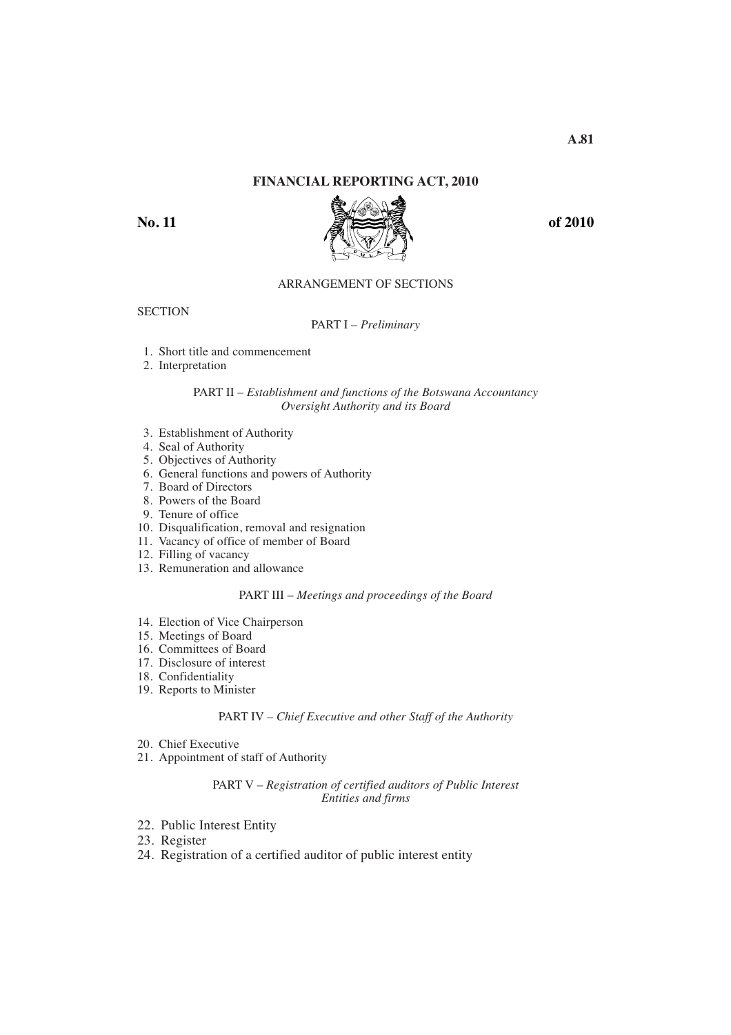# FINANCIAL REPORTING ACT, 2010

**No. 11** **of 2010**

ARRANGEMENT OF SECTIONS

SECTION

PART I – *Preliminary*

1. Short title and commencement
2. Interpretation

PART II – *Establishment and functions of the Botswana Accountancy Oversight Authority and its Board*

3. Establishment of Authority
4. Seal of Authority
5. Objectives of Authority
6. General functions and powers of Authority
7. Board of Directors
8. Powers of the Board
9. Tenure of office
10. Disqualification, removal and resignation
11. Vacancy of office of member of Board
12. Filling of vacancy
13. Remuneration and allowance

PART III – *Meetings and proceedings of the Board*

14. Election of Vice Chairperson
15. Meetings of Board
16. Committees of Board
17. Disclosure of interest
18. Confidentiality
19. Reports to Minister

PART IV – *Chief Executive and other Staff of the Authority*

20. Chief Executive
21. Appointment of staff of Authority

PART V – *Registration of certified auditors of Public Interest Entities and firms*

22. Public Interest Entity
23. Register
24. Registration of a certified auditor of public interest entity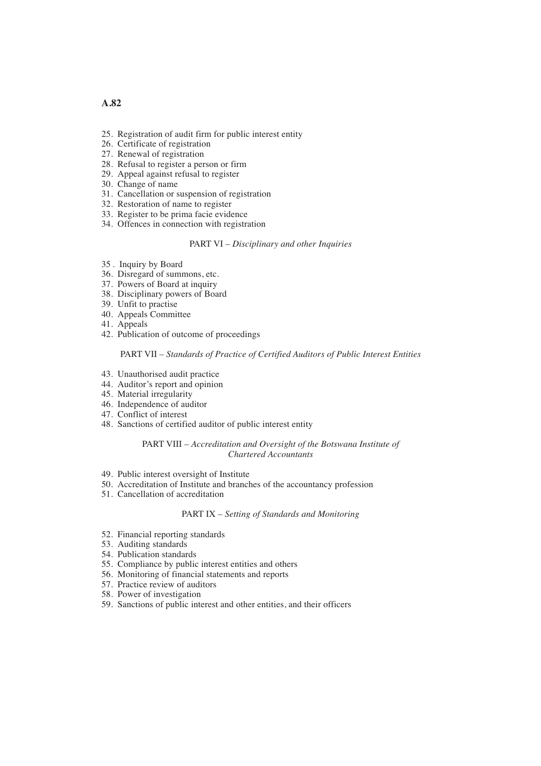25. Registration of audit firm for public interest entity
26. Certificate of registration
27. Renewal of registration
28. Refusal to register a person or firm
29. Appeal against refusal to register
30. Change of name
31. Cancellation or suspension of registration
32. Restoration of name to register
33. Register to be prima facie evidence
34. Offences in connection with registration

PART VI – *Disciplinary and other Inquiries*

35. Inquiry by Board
36. Disregard of summons, etc.
37. Powers of Board at inquiry
38. Disciplinary powers of Board
39. Unfit to practise
40. Appeals Committee
41. Appeals
42. Publication of outcome of proceedings

PART VII – *Standards of Practice of Certified Auditors of Public Interest Entities*

43. Unauthorised audit practice
44. Auditor's report and opinion
45. Material irregularity
46. Independence of auditor
47. Conflict of interest
48. Sanctions of certified auditor of public interest entity

PART VIII – *Accreditation and Oversight of the Botswana Institute of Chartered Accountants*

49. Public interest oversight of Institute
50. Accreditation of Institute and branches of the accountancy profession
51. Cancellation of accreditation

PART IX – *Setting of Standards and Monitoring*

52. Financial reporting standards
53. Auditing standards
54. Publication standards
55. Compliance by public interest entities and others
56. Monitoring of financial statements and reports
57. Practice review of auditors
58. Power of investigation
59. Sanctions of public interest and other entities, and their officers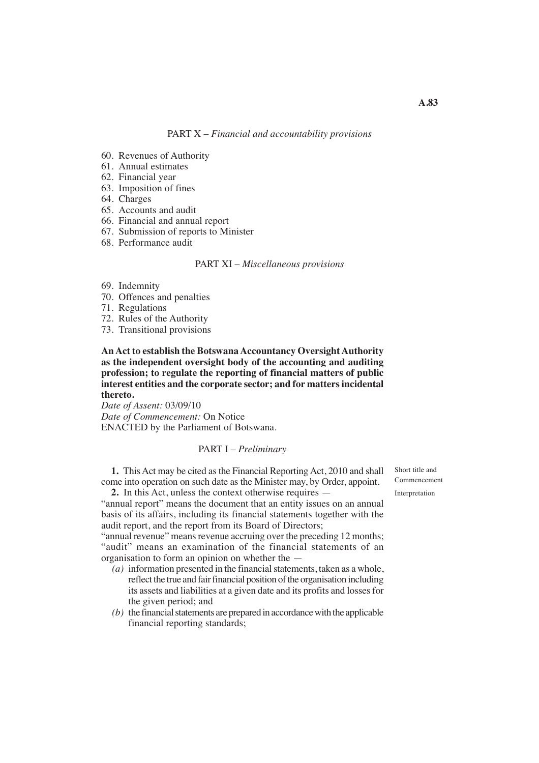PART X – *Financial and accountability provisions*

60. Revenues of Authority
61. Annual estimates
62. Financial year
63. Imposition of fines
64. Charges
65. Accounts and audit
66. Financial and annual report
67. Submission of reports to Minister
68. Performance audit

PART XI – *Miscellaneous provisions*

69. Indemnity
70. Offences and penalties
71. Regulations
72. Rules of the Authority
73. Transitional provisions

**An Act to establish the Botswana Accountancy Oversight Authority as the independent oversight body of the accounting and auditing profession; to regulate the reporting of financial matters of public interest entities and the corporate sector; and for matters incidental thereto.**

*Date of Assent:* 03/09/10
*Date of Commencement:* On Notice
ENACTED by the Parliament of Botswana.

PART I – *Preliminary*

Short title and Commencement

**1.** This Act may be cited as the Financial Reporting Act, 2010 and shall come into operation on such date as the Minister may, by Order, appoint.

Interpretation

**2.** In this Act, unless the context otherwise requires —

"annual report" means the document that an entity issues on an annual basis of its affairs, including its financial statements together with the audit report, and the report from its Board of Directors;

"annual revenue" means revenue accruing over the preceding 12 months;

"audit" means an examination of the financial statements of an organisation to form an opinion on whether the —

*(a)* information presented in the financial statements, taken as a whole, reflect the true and fair financial position of the organisation including its assets and liabilities at a given date and its profits and losses for the given period; and

*(b)* the financial statements are prepared in accordance with the applicable financial reporting standards;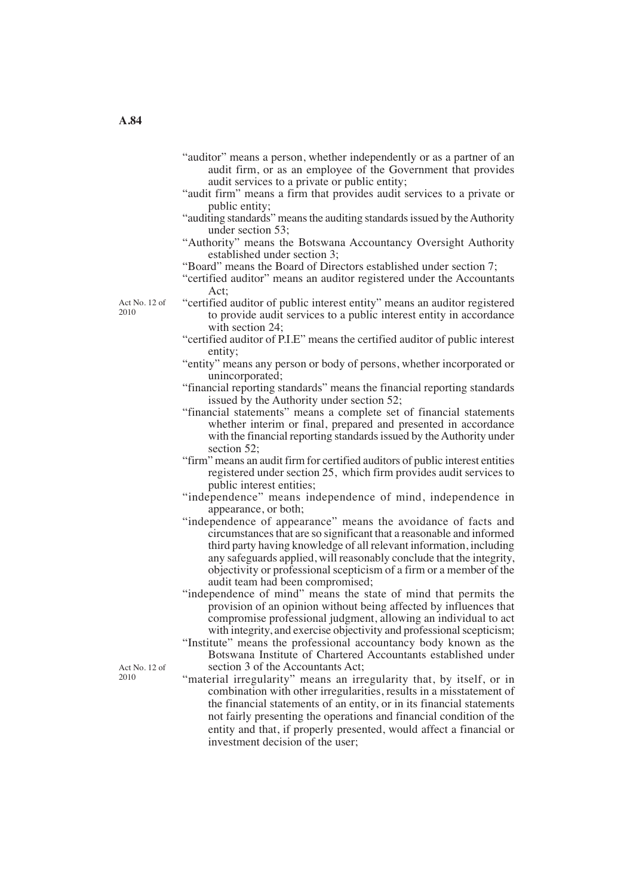"auditor" means a person, whether independently or as a partner of an audit firm, or as an employee of the Government that provides audit services to a private or public entity;

"audit firm" means a firm that provides audit services to a private or public entity;

"auditing standards" means the auditing standards issued by the Authority under section 53;

"Authority" means the Botswana Accountancy Oversight Authority established under section 3;

"Board" means the Board of Directors established under section 7;

"certified auditor" means an auditor registered under the Accountants Act;

Act No. 12 of 2010

"certified auditor of public interest entity" means an auditor registered to provide audit services to a public interest entity in accordance with section 24;

"certified auditor of P.I.E" means the certified auditor of public interest entity;

"entity" means any person or body of persons, whether incorporated or unincorporated;

"financial reporting standards" means the financial reporting standards issued by the Authority under section 52;

"financial statements" means a complete set of financial statements whether interim or final, prepared and presented in accordance with the financial reporting standards issued by the Authority under section 52;

"firm" means an audit firm for certified auditors of public interest entities registered under section 25, which firm provides audit services to public interest entities;

"independence" means independence of mind, independence in appearance, or both;

"independence of appearance" means the avoidance of facts and circumstances that are so significant that a reasonable and informed third party having knowledge of all relevant information, including any safeguards applied, will reasonably conclude that the integrity, objectivity or professional scepticism of a firm or a member of the audit team had been compromised;

"independence of mind" means the state of mind that permits the provision of an opinion without being affected by influences that compromise professional judgment, allowing an individual to act with integrity, and exercise objectivity and professional scepticism;

"Institute" means the professional accountancy body known as the Botswana Institute of Chartered Accountants established under section 3 of the Accountants Act;

Act No. 12 of 2010

"material irregularity" means an irregularity that, by itself, or in combination with other irregularities, results in a misstatement of the financial statements of an entity, or in its financial statements not fairly presenting the operations and financial condition of the entity and that, if properly presented, would affect a financial or investment decision of the user;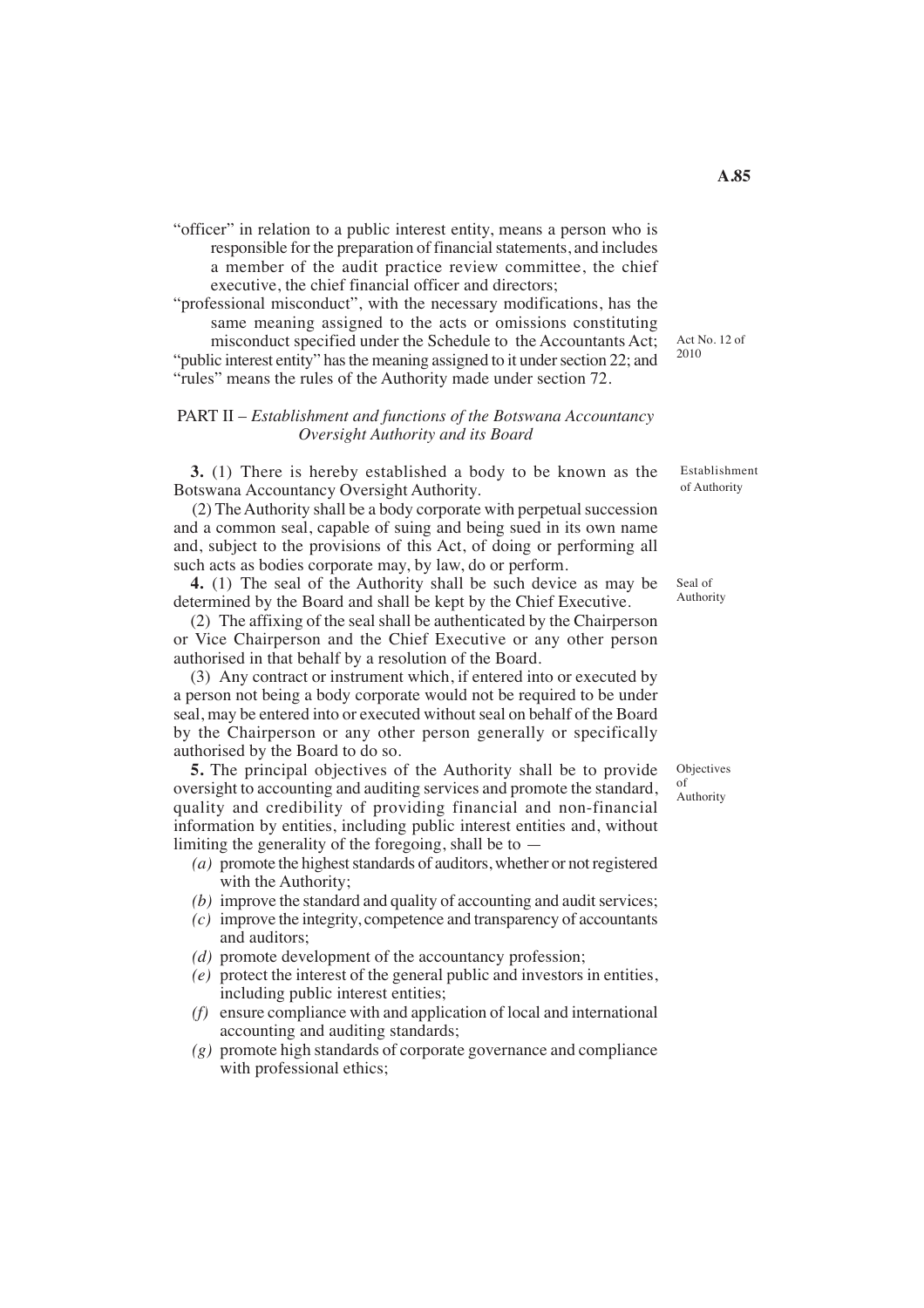"officer" in relation to a public interest entity, means a person who is responsible for the preparation of financial statements, and includes a member of the audit practice review committee, the chief executive, the chief financial officer and directors;

"professional misconduct", with the necessary modifications, has the same meaning assigned to the acts or omissions constituting misconduct specified under the Schedule to the Accountants Act; (Act No. 12 of 2010)

"public interest entity" has the meaning assigned to it under section 22; and

"rules" means the rules of the Authority made under section 72.

## PART II – *Establishment and functions of the Botswana Accountancy Oversight Authority and its Board*

*Establishment of Authority*

**3.** (1) There is hereby established a body to be known as the Botswana Accountancy Oversight Authority.

(2) The Authority shall be a body corporate with perpetual succession and a common seal, capable of suing and being sued in its own name and, subject to the provisions of this Act, of doing or performing all such acts as bodies corporate may, by law, do or perform.

*Seal of Authority*

**4.** (1) The seal of the Authority shall be such device as may be determined by the Board and shall be kept by the Chief Executive.

(2) The affixing of the seal shall be authenticated by the Chairperson or Vice Chairperson and the Chief Executive or any other person authorised in that behalf by a resolution of the Board.

(3) Any contract or instrument which, if entered into or executed by a person not being a body corporate would not be required to be under seal, may be entered into or executed without seal on behalf of the Board by the Chairperson or any other person generally or specifically authorised by the Board to do so.

*Objectives of Authority*

**5.** The principal objectives of the Authority shall be to provide oversight to accounting and auditing services and promote the standard, quality and credibility of providing financial and non-financial information by entities, including public interest entities and, without limiting the generality of the foregoing, shall be to —

*(a)* promote the highest standards of auditors, whether or not registered with the Authority;

*(b)* improve the standard and quality of accounting and audit services;

*(c)* improve the integrity, competence and transparency of accountants and auditors;

*(d)* promote development of the accountancy profession;

*(e)* protect the interest of the general public and investors in entities, including public interest entities;

*(f)* ensure compliance with and application of local and international accounting and auditing standards;

*(g)* promote high standards of corporate governance and compliance with professional ethics;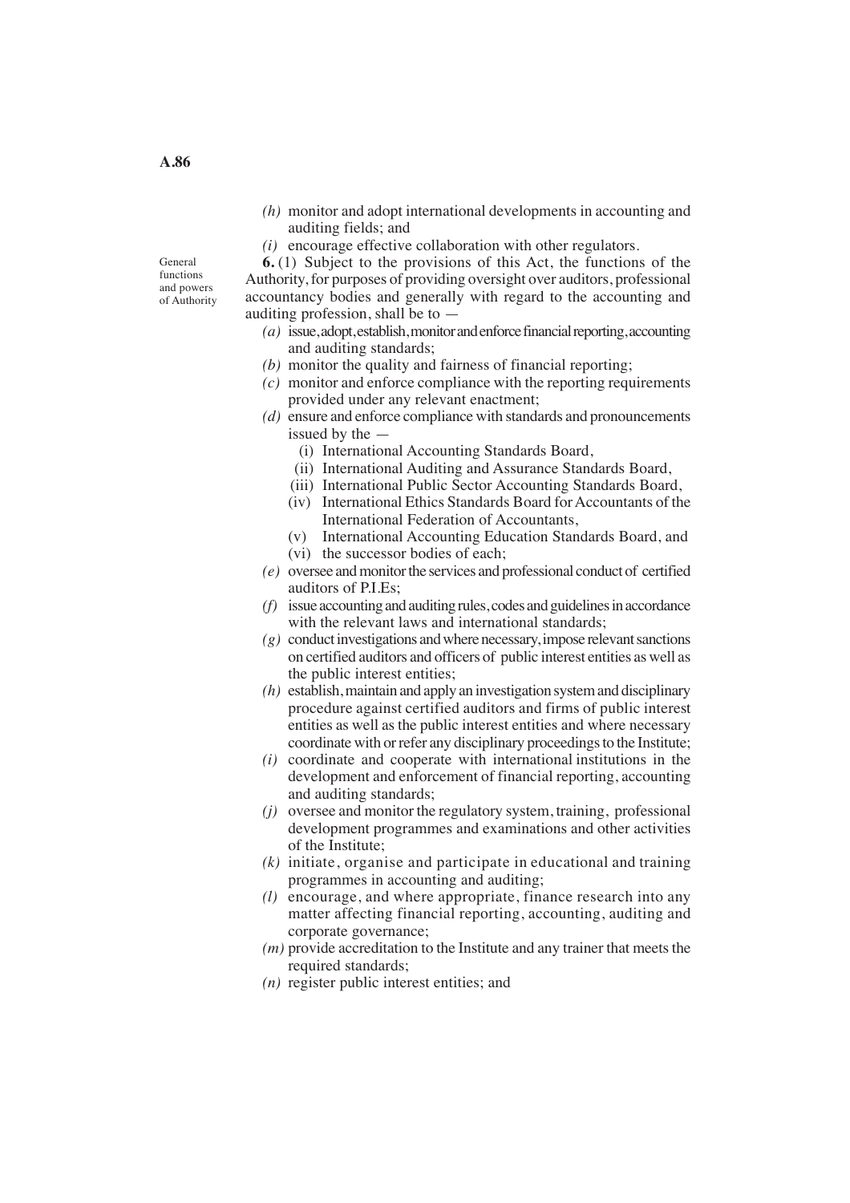*(h)* monitor and adopt international developments in accounting and auditing fields; and

*(i)* encourage effective collaboration with other regulators.

General functions and powers of Authority

**6.** (1) Subject to the provisions of this Act, the functions of the Authority, for purposes of providing oversight over auditors, professional accountancy bodies and generally with regard to the accounting and auditing profession, shall be to —

*(a)* issue, adopt, establish, monitor and enforce financial reporting, accounting and auditing standards;

*(b)* monitor the quality and fairness of financial reporting;

*(c)* monitor and enforce compliance with the reporting requirements provided under any relevant enactment;

*(d)* ensure and enforce compliance with standards and pronouncements issued by the —

(i) International Accounting Standards Board,

(ii) International Auditing and Assurance Standards Board,

(iii) International Public Sector Accounting Standards Board,

(iv) International Ethics Standards Board for Accountants of the International Federation of Accountants,

(v) International Accounting Education Standards Board, and

(vi) the successor bodies of each;

*(e)* oversee and monitor the services and professional conduct of certified auditors of P.I.Es;

*(f)* issue accounting and auditing rules, codes and guidelines in accordance with the relevant laws and international standards;

*(g)* conduct investigations and where necessary, impose relevant sanctions on certified auditors and officers of public interest entities as well as the public interest entities;

*(h)* establish, maintain and apply an investigation system and disciplinary procedure against certified auditors and firms of public interest entities as well as the public interest entities and where necessary coordinate with or refer any disciplinary proceedings to the Institute;

*(i)* coordinate and cooperate with international institutions in the development and enforcement of financial reporting, accounting and auditing standards;

*(j)* oversee and monitor the regulatory system, training, professional development programmes and examinations and other activities of the Institute;

*(k)* initiate, organise and participate in educational and training programmes in accounting and auditing;

*(l)* encourage, and where appropriate, finance research into any matter affecting financial reporting, accounting, auditing and corporate governance;

*(m)* provide accreditation to the Institute and any trainer that meets the required standards;

*(n)* register public interest entities; and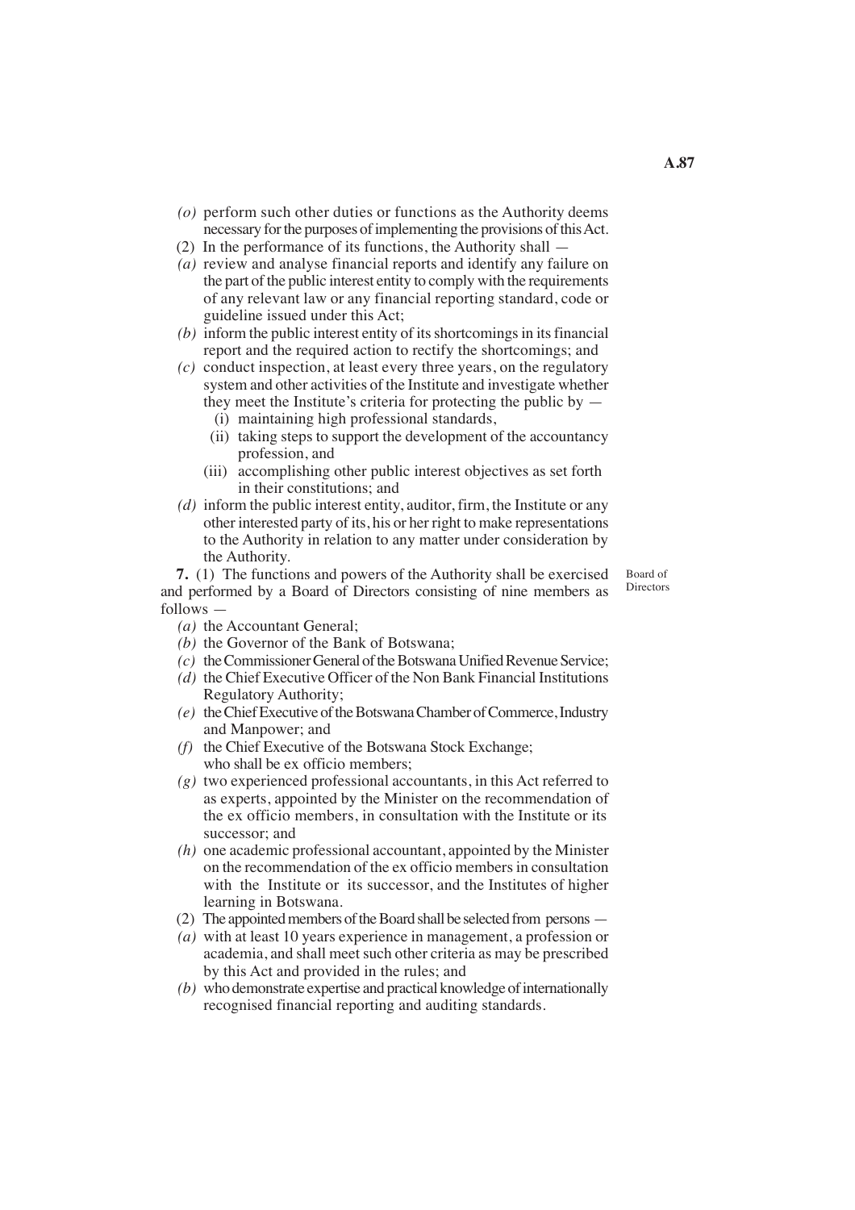*(o)* perform such other duties or functions as the Authority deems necessary for the purposes of implementing the provisions of this Act.

(2) In the performance of its functions, the Authority shall —

*(a)* review and analyse financial reports and identify any failure on the part of the public interest entity to comply with the requirements of any relevant law or any financial reporting standard, code or guideline issued under this Act;

*(b)* inform the public interest entity of its shortcomings in its financial report and the required action to rectify the shortcomings; and

*(c)* conduct inspection, at least every three years, on the regulatory system and other activities of the Institute and investigate whether they meet the Institute's criteria for protecting the public by —

(i) maintaining high professional standards,

(ii) taking steps to support the development of the accountancy profession, and

(iii) accomplishing other public interest objectives as set forth in their constitutions; and

*(d)* inform the public interest entity, auditor, firm, the Institute or any other interested party of its, his or her right to make representations to the Authority in relation to any matter under consideration by the Authority.

Board of Directors

**7.** (1) The functions and powers of the Authority shall be exercised and performed by a Board of Directors consisting of nine members as follows —

*(a)* the Accountant General;

*(b)* the Governor of the Bank of Botswana;

*(c)* the Commissioner General of the Botswana Unified Revenue Service;

*(d)* the Chief Executive Officer of the Non Bank Financial Institutions Regulatory Authority;

*(e)* the Chief Executive of the Botswana Chamber of Commerce, Industry and Manpower; and

*(f)* the Chief Executive of the Botswana Stock Exchange;

who shall be ex officio members;

*(g)* two experienced professional accountants, in this Act referred to as experts, appointed by the Minister on the recommendation of the ex officio members, in consultation with the Institute or its successor; and

*(h)* one academic professional accountant, appointed by the Minister on the recommendation of the ex officio members in consultation with the Institute or its successor, and the Institutes of higher learning in Botswana.

(2) The appointed members of the Board shall be selected from persons —

*(a)* with at least 10 years experience in management, a profession or academia, and shall meet such other criteria as may be prescribed by this Act and provided in the rules; and

*(b)* who demonstrate expertise and practical knowledge of internationally recognised financial reporting and auditing standards.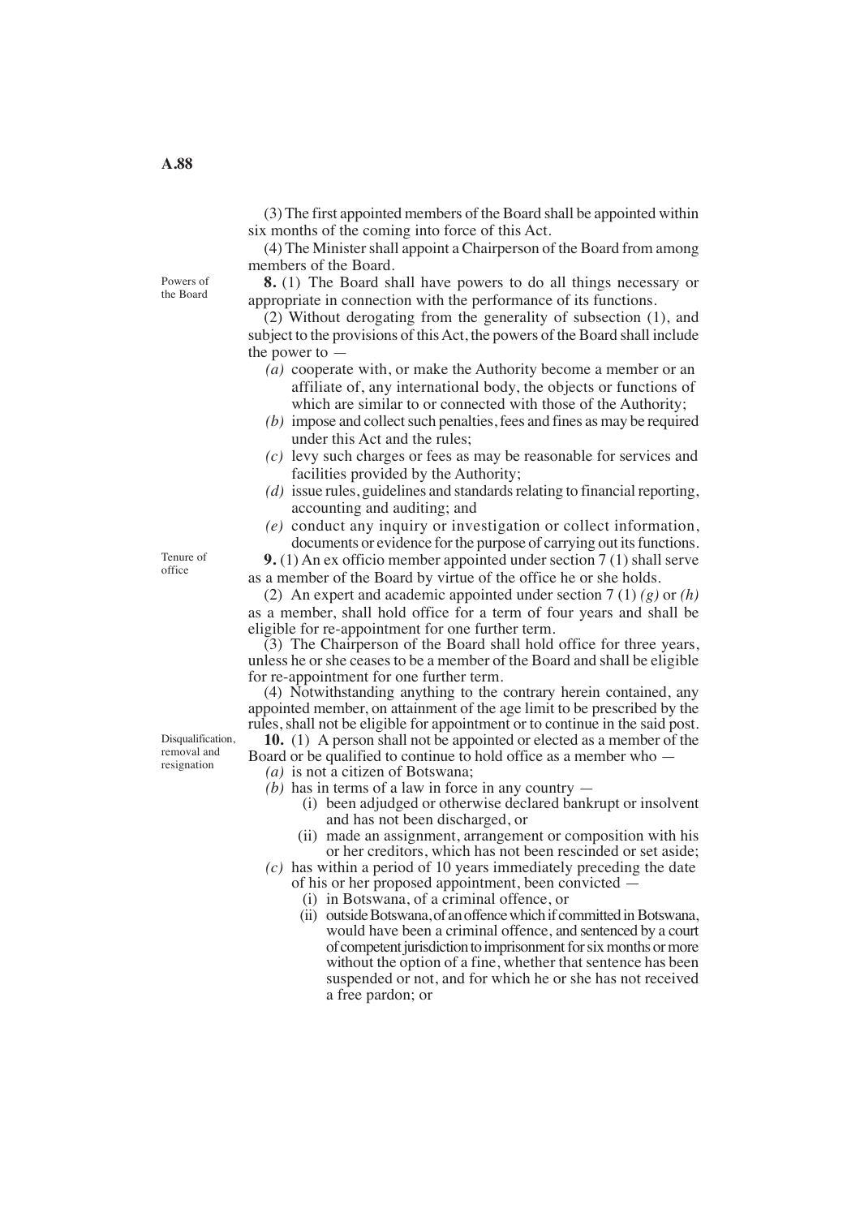(3) The first appointed members of the Board shall be appointed within six months of the coming into force of this Act.

(4) The Minister shall appoint a Chairperson of the Board from among members of the Board.

Powers of the Board

**8.** (1) The Board shall have powers to do all things necessary or appropriate in connection with the performance of its functions.

(2) Without derogating from the generality of subsection (1), and subject to the provisions of this Act, the powers of the Board shall include the power to —

*(a)* cooperate with, or make the Authority become a member or an affiliate of, any international body, the objects or functions of which are similar to or connected with those of the Authority;

*(b)* impose and collect such penalties, fees and fines as may be required under this Act and the rules;

*(c)* levy such charges or fees as may be reasonable for services and facilities provided by the Authority;

*(d)* issue rules, guidelines and standards relating to financial reporting, accounting and auditing; and

*(e)* conduct any inquiry or investigation or collect information, documents or evidence for the purpose of carrying out its functions.

Tenure of office

**9.** (1) An ex officio member appointed under section 7 (1) shall serve as a member of the Board by virtue of the office he or she holds.

(2) An expert and academic appointed under section 7 (1) *(g)* or *(h)* as a member, shall hold office for a term of four years and shall be eligible for re-appointment for one further term.

(3) The Chairperson of the Board shall hold office for three years, unless he or she ceases to be a member of the Board and shall be eligible for re-appointment for one further term.

(4) Notwithstanding anything to the contrary herein contained, any appointed member, on attainment of the age limit to be prescribed by the rules, shall not be eligible for appointment or to continue in the said post.

Disqualification, removal and resignation

**10.** (1) A person shall not be appointed or elected as a member of the Board or be qualified to continue to hold office as a member who —

*(a)* is not a citizen of Botswana;

*(b)* has in terms of a law in force in any country —

(i) been adjudged or otherwise declared bankrupt or insolvent and has not been discharged, or

(ii) made an assignment, arrangement or composition with his or her creditors, which has not been rescinded or set aside;

*(c)* has within a period of 10 years immediately preceding the date of his or her proposed appointment, been convicted —

(i) in Botswana, of a criminal offence, or

(ii) outside Botswana, of an offence which if committed in Botswana, would have been a criminal offence, and sentenced by a court of competent jurisdiction to imprisonment for six months or more without the option of a fine, whether that sentence has been suspended or not, and for which he or she has not received a free pardon; or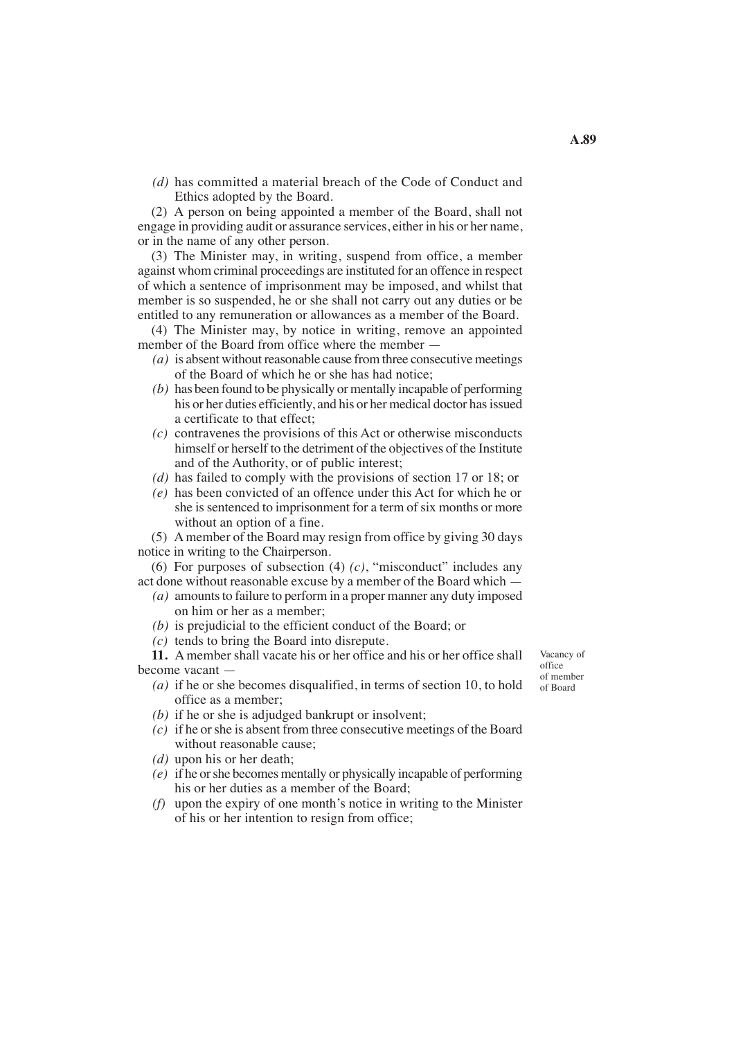*(d)* has committed a material breach of the Code of Conduct and Ethics adopted by the Board.

(2) A person on being appointed a member of the Board, shall not engage in providing audit or assurance services, either in his or her name, or in the name of any other person.

(3) The Minister may, in writing, suspend from office, a member against whom criminal proceedings are instituted for an offence in respect of which a sentence of imprisonment may be imposed, and whilst that member is so suspended, he or she shall not carry out any duties or be entitled to any remuneration or allowances as a member of the Board.

(4) The Minister may, by notice in writing, remove an appointed member of the Board from office where the member —

*(a)* is absent without reasonable cause from three consecutive meetings of the Board of which he or she has had notice;

*(b)* has been found to be physically or mentally incapable of performing his or her duties efficiently, and his or her medical doctor has issued a certificate to that effect;

*(c)* contravenes the provisions of this Act or otherwise misconducts himself or herself to the detriment of the objectives of the Institute and of the Authority, or of public interest;

*(d)* has failed to comply with the provisions of section 17 or 18; or

*(e)* has been convicted of an offence under this Act for which he or she is sentenced to imprisonment for a term of six months or more without an option of a fine.

(5) A member of the Board may resign from office by giving 30 days notice in writing to the Chairperson.

(6) For purposes of subsection (4) *(c)*, "misconduct" includes any act done without reasonable excuse by a member of the Board which —

*(a)* amounts to failure to perform in a proper manner any duty imposed on him or her as a member;

*(b)* is prejudicial to the efficient conduct of the Board; or

*(c)* tends to bring the Board into disrepute.

Vacancy of office of member of Board

**11.** A member shall vacate his or her office and his or her office shall become vacant —

*(a)* if he or she becomes disqualified, in terms of section 10, to hold office as a member;

*(b)* if he or she is adjudged bankrupt or insolvent;

*(c)* if he or she is absent from three consecutive meetings of the Board without reasonable cause;

*(d)* upon his or her death;

*(e)* if he or she becomes mentally or physically incapable of performing his or her duties as a member of the Board;

*(f)* upon the expiry of one month's notice in writing to the Minister of his or her intention to resign from office;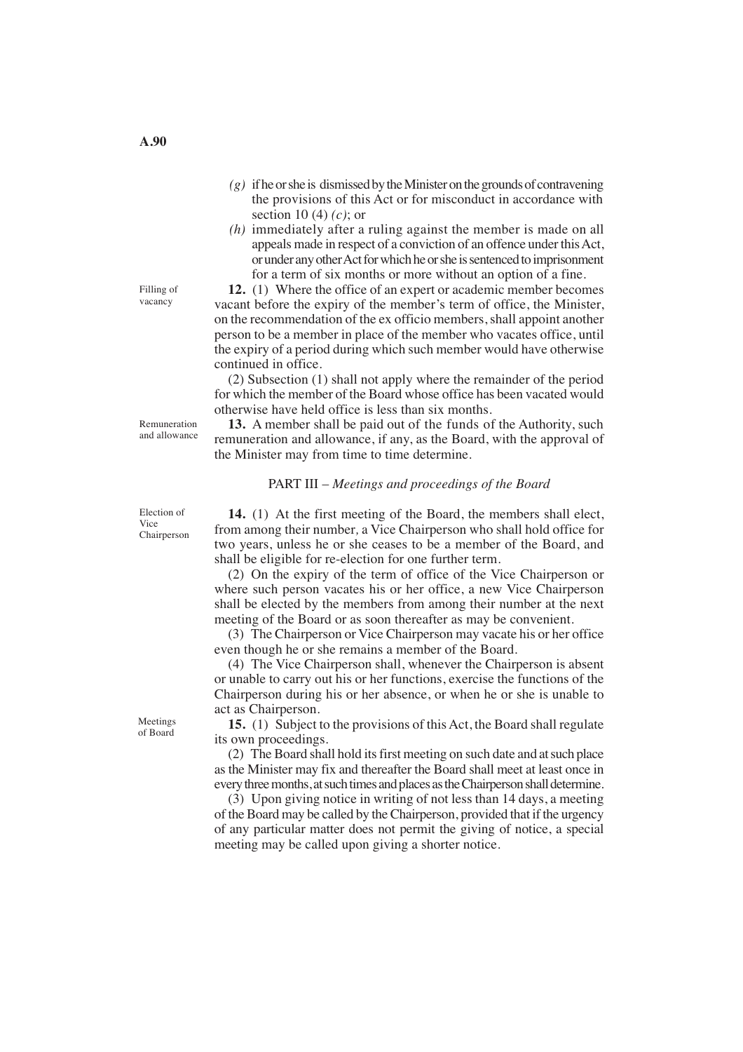*(g)* if he or she is dismissed by the Minister on the grounds of contravening the provisions of this Act or for misconduct in accordance with section 10 (4) *(c)*; or

*(h)* immediately after a ruling against the member is made on all appeals made in respect of a conviction of an offence under this Act, or under any other Act for which he or she is sentenced to imprisonment for a term of six months or more without an option of a fine.

Filling of vacancy

**12.** (1) Where the office of an expert or academic member becomes vacant before the expiry of the member's term of office, the Minister, on the recommendation of the ex officio members, shall appoint another person to be a member in place of the member who vacates office, until the expiry of a period during which such member would have otherwise continued in office.

(2) Subsection (1) shall not apply where the remainder of the period for which the member of the Board whose office has been vacated would otherwise have held office is less than six months.

Remuneration and allowance

**13.** A member shall be paid out of the funds of the Authority, such remuneration and allowance, if any, as the Board, with the approval of the Minister may from time to time determine.

## PART III – *Meetings and proceedings of the Board*

Election of Vice Chairperson

**14.** (1) At the first meeting of the Board, the members shall elect, from among their number, a Vice Chairperson who shall hold office for two years, unless he or she ceases to be a member of the Board, and shall be eligible for re-election for one further term.

(2) On the expiry of the term of office of the Vice Chairperson or where such person vacates his or her office, a new Vice Chairperson shall be elected by the members from among their number at the next meeting of the Board or as soon thereafter as may be convenient.

(3) The Chairperson or Vice Chairperson may vacate his or her office even though he or she remains a member of the Board.

(4) The Vice Chairperson shall, whenever the Chairperson is absent or unable to carry out his or her functions, exercise the functions of the Chairperson during his or her absence, or when he or she is unable to act as Chairperson.

Meetings of Board

**15.** (1) Subject to the provisions of this Act, the Board shall regulate its own proceedings.

(2) The Board shall hold its first meeting on such date and at such place as the Minister may fix and thereafter the Board shall meet at least once in every three months, at such times and places as the Chairperson shall determine.

(3) Upon giving notice in writing of not less than 14 days, a meeting of the Board may be called by the Chairperson, provided that if the urgency of any particular matter does not permit the giving of notice, a special meeting may be called upon giving a shorter notice.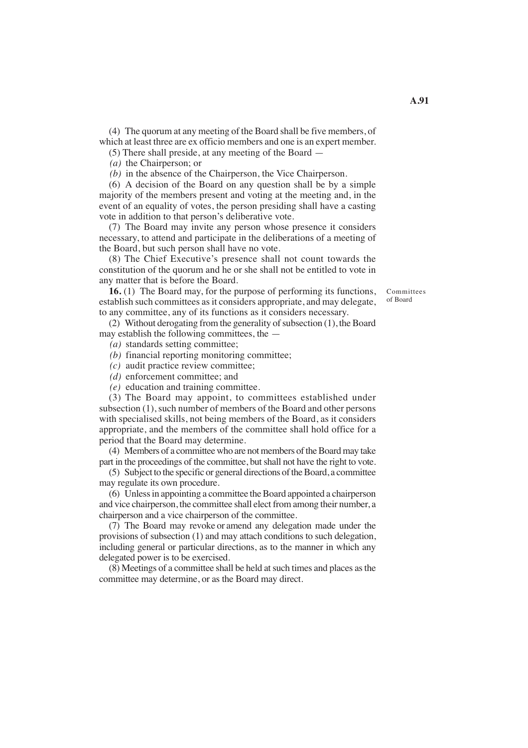(4) The quorum at any meeting of the Board shall be five members, of which at least three are ex officio members and one is an expert member.

(5) There shall preside, at any meeting of the Board —

*(a)* the Chairperson; or

*(b)* in the absence of the Chairperson, the Vice Chairperson.

(6) A decision of the Board on any question shall be by a simple majority of the members present and voting at the meeting and, in the event of an equality of votes, the person presiding shall have a casting vote in addition to that person's deliberative vote.

(7) The Board may invite any person whose presence it considers necessary, to attend and participate in the deliberations of a meeting of the Board, but such person shall have no vote.

(8) The Chief Executive's presence shall not count towards the constitution of the quorum and he or she shall not be entitled to vote in any matter that is before the Board.

Committees of Board

**16.** (1) The Board may, for the purpose of performing its functions, establish such committees as it considers appropriate, and may delegate, to any committee, any of its functions as it considers necessary.

(2) Without derogating from the generality of subsection (1), the Board may establish the following committees, the —

*(a)* standards setting committee;

*(b)* financial reporting monitoring committee;

*(c)* audit practice review committee;

*(d)* enforcement committee; and

*(e)* education and training committee.

(3) The Board may appoint, to committees established under subsection (1), such number of members of the Board and other persons with specialised skills, not being members of the Board, as it considers appropriate, and the members of the committee shall hold office for a period that the Board may determine.

(4) Members of a committee who are not members of the Board may take part in the proceedings of the committee, but shall not have the right to vote.

(5) Subject to the specific or general directions of the Board, a committee may regulate its own procedure.

(6) Unless in appointing a committee the Board appointed a chairperson and vice chairperson, the committee shall elect from among their number, a chairperson and a vice chairperson of the committee.

(7) The Board may revoke or amend any delegation made under the provisions of subsection (1) and may attach conditions to such delegation, including general or particular directions, as to the manner in which any delegated power is to be exercised.

(8) Meetings of a committee shall be held at such times and places as the committee may determine, or as the Board may direct.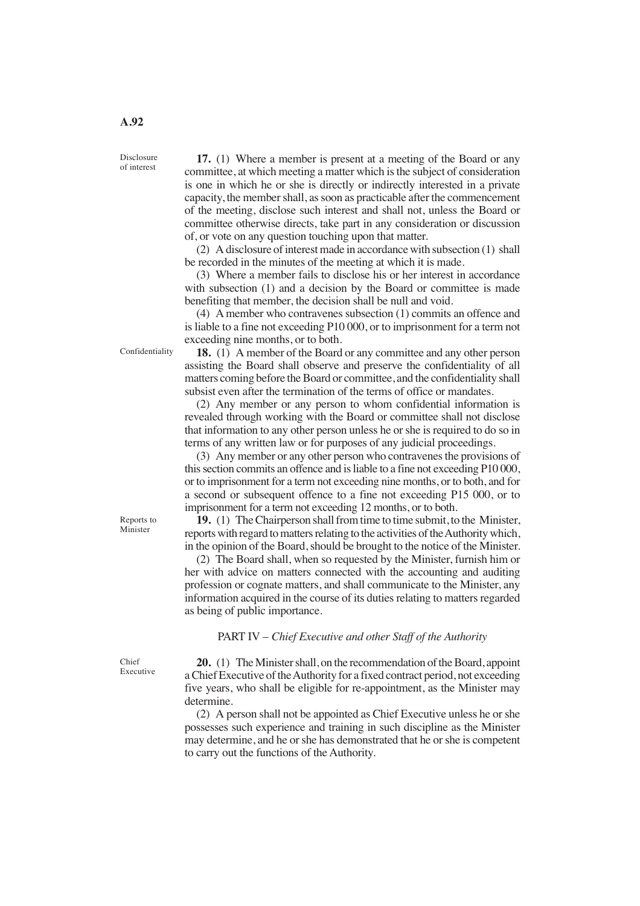**Disclosure of interest**

**17.** (1) Where a member is present at a meeting of the Board or any committee, at which meeting a matter which is the subject of consideration is one in which he or she is directly or indirectly interested in a private capacity, the member shall, as soon as practicable after the commencement of the meeting, disclose such interest and shall not, unless the Board or committee otherwise directs, take part in any consideration or discussion of, or vote on any question touching upon that matter.

(2) A disclosure of interest made in accordance with subsection (1) shall be recorded in the minutes of the meeting at which it is made.

(3) Where a member fails to disclose his or her interest in accordance with subsection (1) and a decision by the Board or committee is made benefiting that member, the decision shall be null and void.

(4) A member who contravenes subsection (1) commits an offence and is liable to a fine not exceeding P10 000, or to imprisonment for a term not exceeding nine months, or to both.

**Confidentiality**

**18.** (1) A member of the Board or any committee and any other person assisting the Board shall observe and preserve the confidentiality of all matters coming before the Board or committee, and the confidentiality shall subsist even after the termination of the terms of office or mandates.

(2) Any member or any person to whom confidential information is revealed through working with the Board or committee shall not disclose that information to any other person unless he or she is required to do so in terms of any written law or for purposes of any judicial proceedings.

(3) Any member or any other person who contravenes the provisions of this section commits an offence and is liable to a fine not exceeding P10 000, or to imprisonment for a term not exceeding nine months, or to both, and for a second or subsequent offence to a fine not exceeding P15 000, or to imprisonment for a term not exceeding 12 months, or to both.

**Reports to Minister**

**19.** (1) The Chairperson shall from time to time submit, to the Minister, reports with regard to matters relating to the activities of the Authority which, in the opinion of the Board, should be brought to the notice of the Minister.

(2) The Board shall, when so requested by the Minister, furnish him or her with advice on matters connected with the accounting and auditing profession or cognate matters, and shall communicate to the Minister, any information acquired in the course of its duties relating to matters regarded as being of public importance.

## PART IV – *Chief Executive and other Staff of the Authority*

**Chief Executive**

**20.** (1) The Minister shall, on the recommendation of the Board, appoint a Chief Executive of the Authority for a fixed contract period, not exceeding five years, who shall be eligible for re-appointment, as the Minister may determine.

(2) A person shall not be appointed as Chief Executive unless he or she possesses such experience and training in such discipline as the Minister may determine, and he or she has demonstrated that he or she is competent to carry out the functions of the Authority.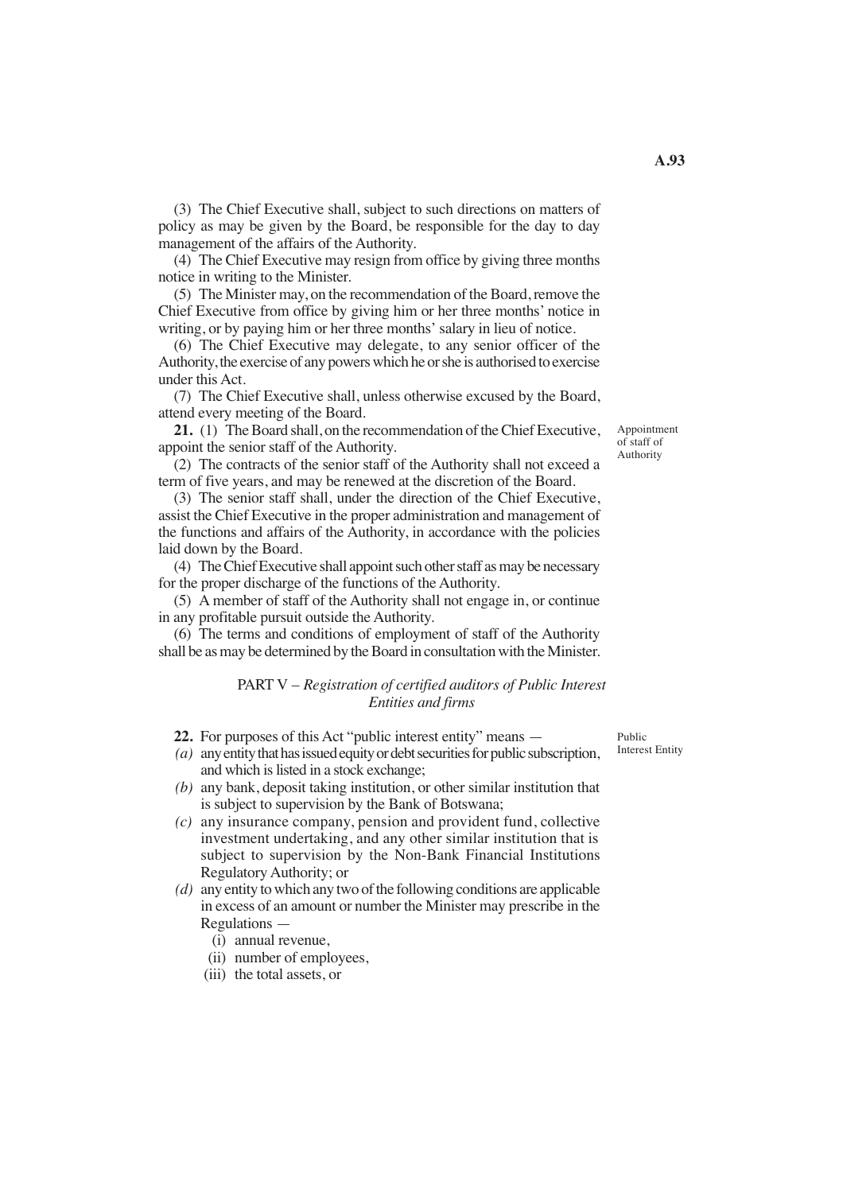(3) The Chief Executive shall, subject to such directions on matters of policy as may be given by the Board, be responsible for the day to day management of the affairs of the Authority.

(4) The Chief Executive may resign from office by giving three months notice in writing to the Minister.

(5) The Minister may, on the recommendation of the Board, remove the Chief Executive from office by giving him or her three months' notice in writing, or by paying him or her three months' salary in lieu of notice.

(6) The Chief Executive may delegate, to any senior officer of the Authority, the exercise of any powers which he or she is authorised to exercise under this Act.

(7) The Chief Executive shall, unless otherwise excused by the Board, attend every meeting of the Board.

Appointment of staff of Authority

**21.** (1) The Board shall, on the recommendation of the Chief Executive, appoint the senior staff of the Authority.

(2) The contracts of the senior staff of the Authority shall not exceed a term of five years, and may be renewed at the discretion of the Board.

(3) The senior staff shall, under the direction of the Chief Executive, assist the Chief Executive in the proper administration and management of the functions and affairs of the Authority, in accordance with the policies laid down by the Board.

(4) The Chief Executive shall appoint such other staff as may be necessary for the proper discharge of the functions of the Authority.

(5) A member of staff of the Authority shall not engage in, or continue in any profitable pursuit outside the Authority.

(6) The terms and conditions of employment of staff of the Authority shall be as may be determined by the Board in consultation with the Minister.

## PART V – *Registration of certified auditors of Public Interest Entities and firms*

Public Interest Entity

**22.** For purposes of this Act "public interest entity" means —

*(a)* any entity that has issued equity or debt securities for public subscription, and which is listed in a stock exchange;

*(b)* any bank, deposit taking institution, or other similar institution that is subject to supervision by the Bank of Botswana;

*(c)* any insurance company, pension and provident fund, collective investment undertaking, and any other similar institution that is subject to supervision by the Non-Bank Financial Institutions Regulatory Authority; or

*(d)* any entity to which any two of the following conditions are applicable in excess of an amount or number the Minister may prescribe in the Regulations —

  (i) annual revenue,

  (ii) number of employees,

  (iii) the total assets, or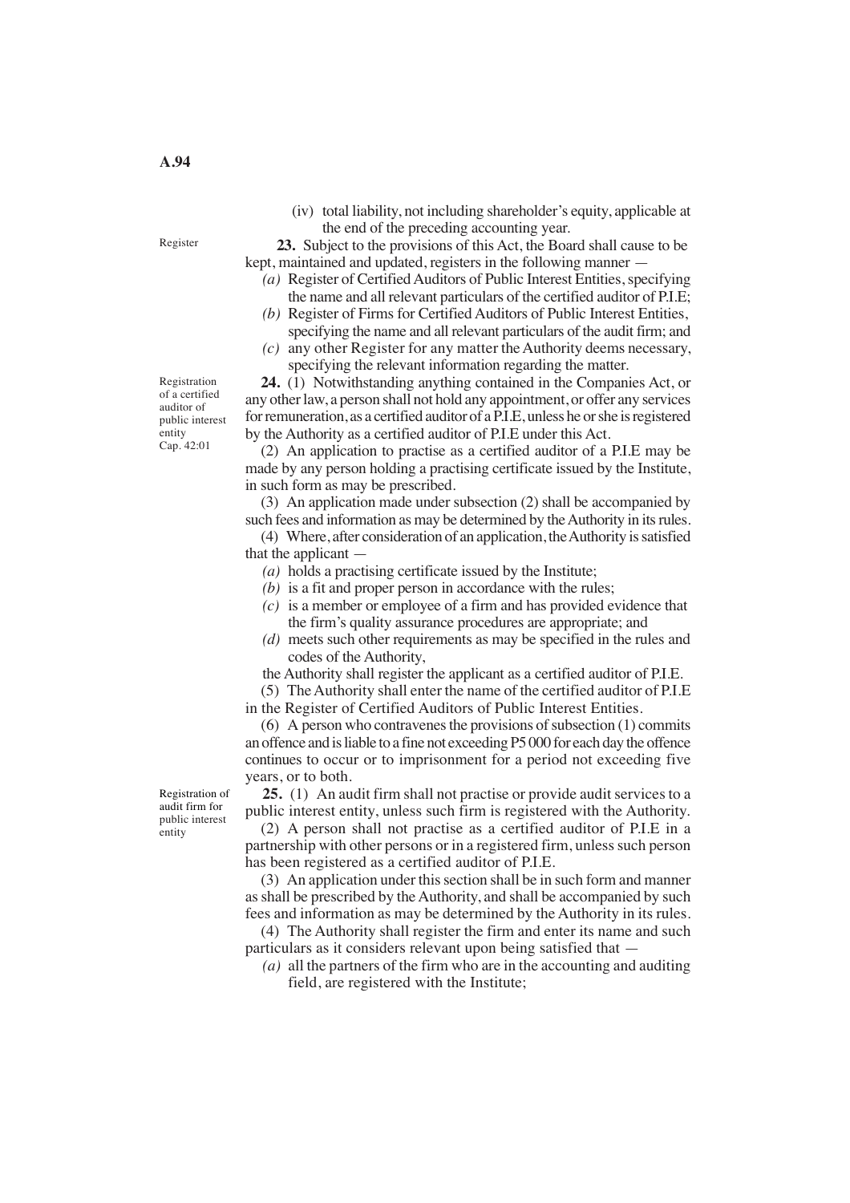(iv) total liability, not including shareholder's equity, applicable at the end of the preceding accounting year.

Register

**23.** Subject to the provisions of this Act, the Board shall cause to be kept, maintained and updated, registers in the following manner —

*(a)* Register of Certified Auditors of Public Interest Entities, specifying the name and all relevant particulars of the certified auditor of P.I.E;

*(b)* Register of Firms for Certified Auditors of Public Interest Entities, specifying the name and all relevant particulars of the audit firm; and

*(c)* any other Register for any matter the Authority deems necessary, specifying the relevant information regarding the matter.

Registration of a certified auditor of public interest entity
Cap. 42:01

**24.** (1) Notwithstanding anything contained in the Companies Act, or any other law, a person shall not hold any appointment, or offer any services for remuneration, as a certified auditor of a P.I.E, unless he or she is registered by the Authority as a certified auditor of P.I.E under this Act.

(2) An application to practise as a certified auditor of a P.I.E may be made by any person holding a practising certificate issued by the Institute, in such form as may be prescribed.

(3) An application made under subsection (2) shall be accompanied by such fees and information as may be determined by the Authority in its rules.

(4) Where, after consideration of an application, the Authority is satisfied that the applicant —

*(a)* holds a practising certificate issued by the Institute;

*(b)* is a fit and proper person in accordance with the rules;

*(c)* is a member or employee of a firm and has provided evidence that the firm's quality assurance procedures are appropriate; and

*(d)* meets such other requirements as may be specified in the rules and codes of the Authority,

the Authority shall register the applicant as a certified auditor of P.I.E.

(5) The Authority shall enter the name of the certified auditor of P.I.E in the Register of Certified Auditors of Public Interest Entities.

(6) A person who contravenes the provisions of subsection (1) commits an offence and is liable to a fine not exceeding P5 000 for each day the offence continues to occur or to imprisonment for a period not exceeding five years, or to both.

Registration of audit firm for public interest entity

**25.** (1) An audit firm shall not practise or provide audit services to a public interest entity, unless such firm is registered with the Authority.

(2) A person shall not practise as a certified auditor of P.I.E in a partnership with other persons or in a registered firm, unless such person has been registered as a certified auditor of P.I.E.

(3) An application under this section shall be in such form and manner as shall be prescribed by the Authority, and shall be accompanied by such fees and information as may be determined by the Authority in its rules.

(4) The Authority shall register the firm and enter its name and such particulars as it considers relevant upon being satisfied that —

*(a)* all the partners of the firm who are in the accounting and auditing field, are registered with the Institute;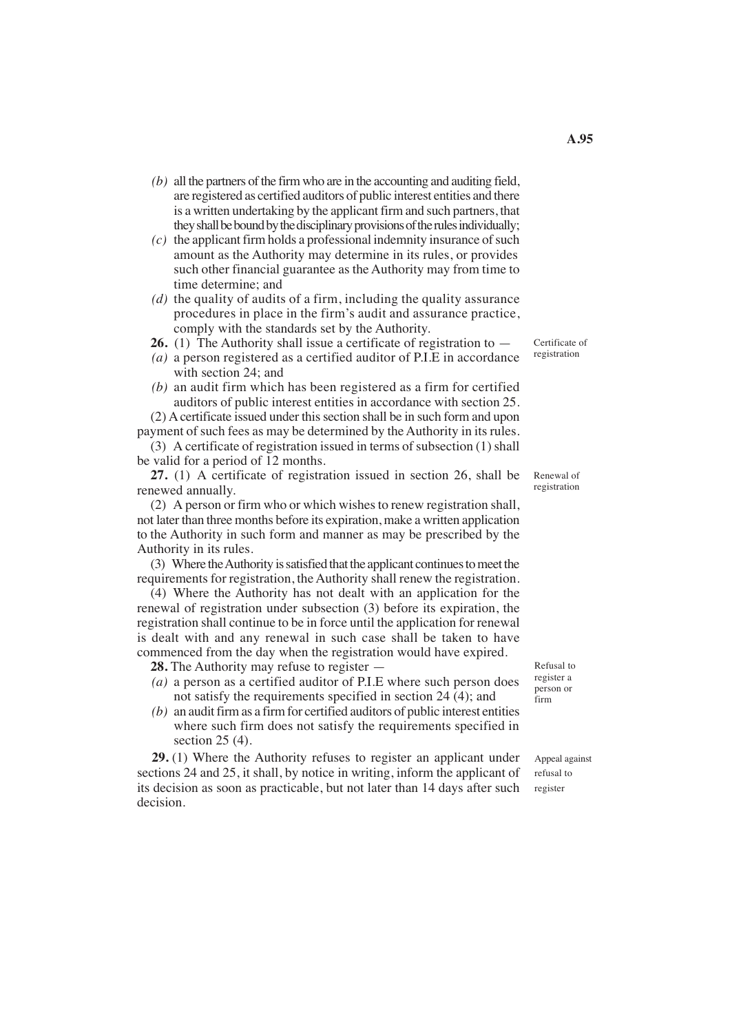*(b)* all the partners of the firm who are in the accounting and auditing field, are registered as certified auditors of public interest entities and there is a written undertaking by the applicant firm and such partners, that they shall be bound by the disciplinary provisions of the rules individually;

*(c)* the applicant firm holds a professional indemnity insurance of such amount as the Authority may determine in its rules, or provides such other financial guarantee as the Authority may from time to time determine; and

*(d)* the quality of audits of a firm, including the quality assurance procedures in place in the firm's audit and assurance practice, comply with the standards set by the Authority.

Certificate of registration

**26.** (1) The Authority shall issue a certificate of registration to —

*(a)* a person registered as a certified auditor of P.I.E in accordance with section 24; and

*(b)* an audit firm which has been registered as a firm for certified auditors of public interest entities in accordance with section 25.

(2) A certificate issued under this section shall be in such form and upon payment of such fees as may be determined by the Authority in its rules.

(3) A certificate of registration issued in terms of subsection (1) shall be valid for a period of 12 months.

Renewal of registration

**27.** (1) A certificate of registration issued in section 26, shall be renewed annually.

(2) A person or firm who or which wishes to renew registration shall, not later than three months before its expiration, make a written application to the Authority in such form and manner as may be prescribed by the Authority in its rules.

(3) Where the Authority is satisfied that the applicant continues to meet the requirements for registration, the Authority shall renew the registration.

(4) Where the Authority has not dealt with an application for the renewal of registration under subsection (3) before its expiration, the registration shall continue to be in force until the application for renewal is dealt with and any renewal in such case shall be taken to have commenced from the day when the registration would have expired.

Refusal to register a person or firm

**28.** The Authority may refuse to register —

*(a)* a person as a certified auditor of P.I.E where such person does not satisfy the requirements specified in section 24 (4); and

*(b)* an audit firm as a firm for certified auditors of public interest entities where such firm does not satisfy the requirements specified in section 25 (4).

Appeal against refusal to register

**29.** (1) Where the Authority refuses to register an applicant under sections 24 and 25, it shall, by notice in writing, inform the applicant of its decision as soon as practicable, but not later than 14 days after such decision.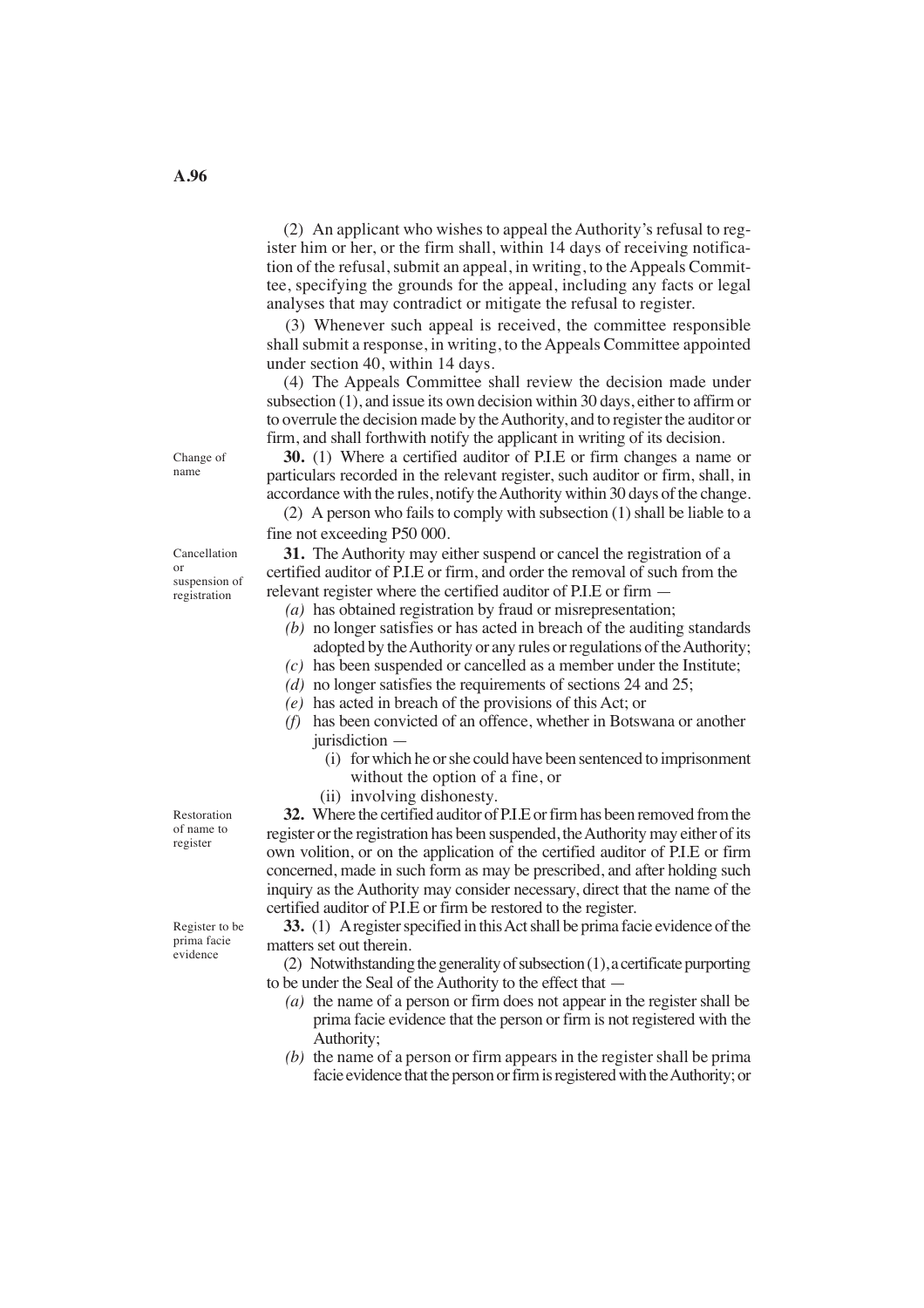(2) An applicant who wishes to appeal the Authority's refusal to register him or her, or the firm shall, within 14 days of receiving notification of the refusal, submit an appeal, in writing, to the Appeals Committee, specifying the grounds for the appeal, including any facts or legal analyses that may contradict or mitigate the refusal to register.

(3) Whenever such appeal is received, the committee responsible shall submit a response, in writing, to the Appeals Committee appointed under section 40, within 14 days.

(4) The Appeals Committee shall review the decision made under subsection (1), and issue its own decision within 30 days, either to affirm or to overrule the decision made by the Authority, and to register the auditor or firm, and shall forthwith notify the applicant in writing of its decision.

*Change of name*

**30.** (1) Where a certified auditor of P.I.E or firm changes a name or particulars recorded in the relevant register, such auditor or firm, shall, in accordance with the rules, notify the Authority within 30 days of the change.

(2) A person who fails to comply with subsection (1) shall be liable to a fine not exceeding P50 000.

*Cancellation or suspension of registration*

**31.** The Authority may either suspend or cancel the registration of a certified auditor of P.I.E or firm, and order the removal of such from the relevant register where the certified auditor of P.I.E or firm —

*(a)* has obtained registration by fraud or misrepresentation;

*(b)* no longer satisfies or has acted in breach of the auditing standards adopted by the Authority or any rules or regulations of the Authority;

*(c)* has been suspended or cancelled as a member under the Institute;

*(d)* no longer satisfies the requirements of sections 24 and 25;

*(e)* has acted in breach of the provisions of this Act; or

*(f)* has been convicted of an offence, whether in Botswana or another jurisdiction —

(i) for which he or she could have been sentenced to imprisonment without the option of a fine, or

(ii) involving dishonesty.

*Restoration of name to register*

**32.** Where the certified auditor of P.I.E or firm has been removed from the register or the registration has been suspended, the Authority may either of its own volition, or on the application of the certified auditor of P.I.E or firm concerned, made in such form as may be prescribed, and after holding such inquiry as the Authority may consider necessary, direct that the name of the certified auditor of P.I.E or firm be restored to the register.

*Register to be prima facie evidence*

**33.** (1) A register specified in this Act shall be prima facie evidence of the matters set out therein.

(2) Notwithstanding the generality of subsection (1), a certificate purporting to be under the Seal of the Authority to the effect that —

*(a)* the name of a person or firm does not appear in the register shall be prima facie evidence that the person or firm is not registered with the Authority;

*(b)* the name of a person or firm appears in the register shall be prima facie evidence that the person or firm is registered with the Authority; or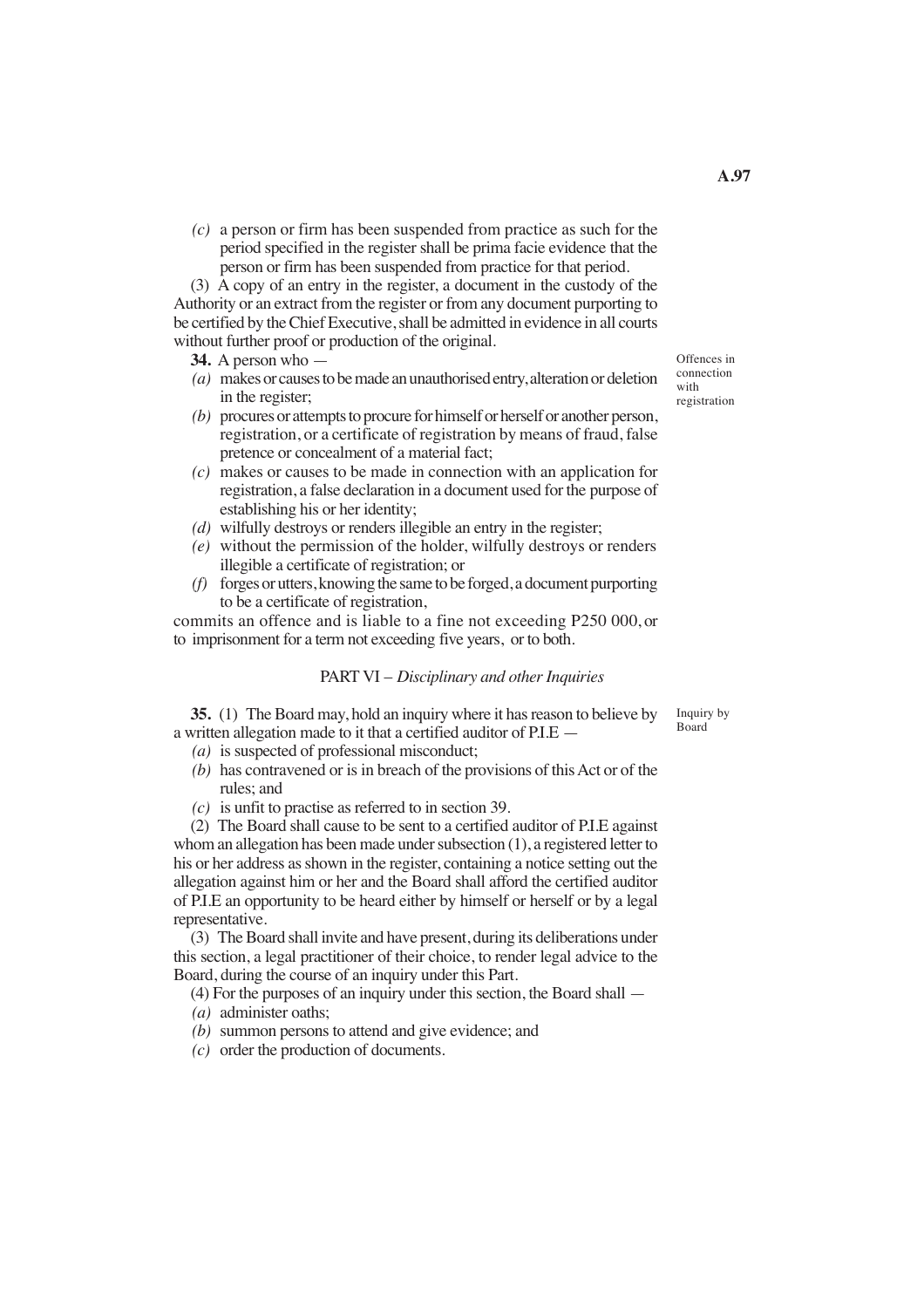(c) a person or firm has been suspended from practice as such for the period specified in the register shall be prima facie evidence that the person or firm has been suspended from practice for that period.

(3) A copy of an entry in the register, a document in the custody of the Authority or an extract from the register or from any document purporting to be certified by the Chief Executive, shall be admitted in evidence in all courts without further proof or production of the original.

Offences in connection with registration

**34.** A person who —

*(a)* makes or causes to be made an unauthorised entry, alteration or deletion in the register;

*(b)* procures or attempts to procure for himself or herself or another person, registration, or a certificate of registration by means of fraud, false pretence or concealment of a material fact;

*(c)* makes or causes to be made in connection with an application for registration, a false declaration in a document used for the purpose of establishing his or her identity;

*(d)* wilfully destroys or renders illegible an entry in the register;

*(e)* without the permission of the holder, wilfully destroys or renders illegible a certificate of registration; or

*(f)* forges or utters, knowing the same to be forged, a document purporting to be a certificate of registration,

commits an offence and is liable to a fine not exceeding P250 000, or to imprisonment for a term not exceeding five years, or to both.

## PART VI – *Disciplinary and other Inquiries*

Inquiry by Board

**35.** (1) The Board may, hold an inquiry where it has reason to believe by a written allegation made to it that a certified auditor of P.I.E —

*(a)* is suspected of professional misconduct;

*(b)* has contravened or is in breach of the provisions of this Act or of the rules; and

*(c)* is unfit to practise as referred to in section 39.

(2) The Board shall cause to be sent to a certified auditor of P.I.E against whom an allegation has been made under subsection (1), a registered letter to his or her address as shown in the register, containing a notice setting out the allegation against him or her and the Board shall afford the certified auditor of P.I.E an opportunity to be heard either by himself or herself or by a legal representative.

(3) The Board shall invite and have present, during its deliberations under this section, a legal practitioner of their choice, to render legal advice to the Board, during the course of an inquiry under this Part.

(4) For the purposes of an inquiry under this section, the Board shall —

*(a)* administer oaths;

*(b)* summon persons to attend and give evidence; and

*(c)* order the production of documents.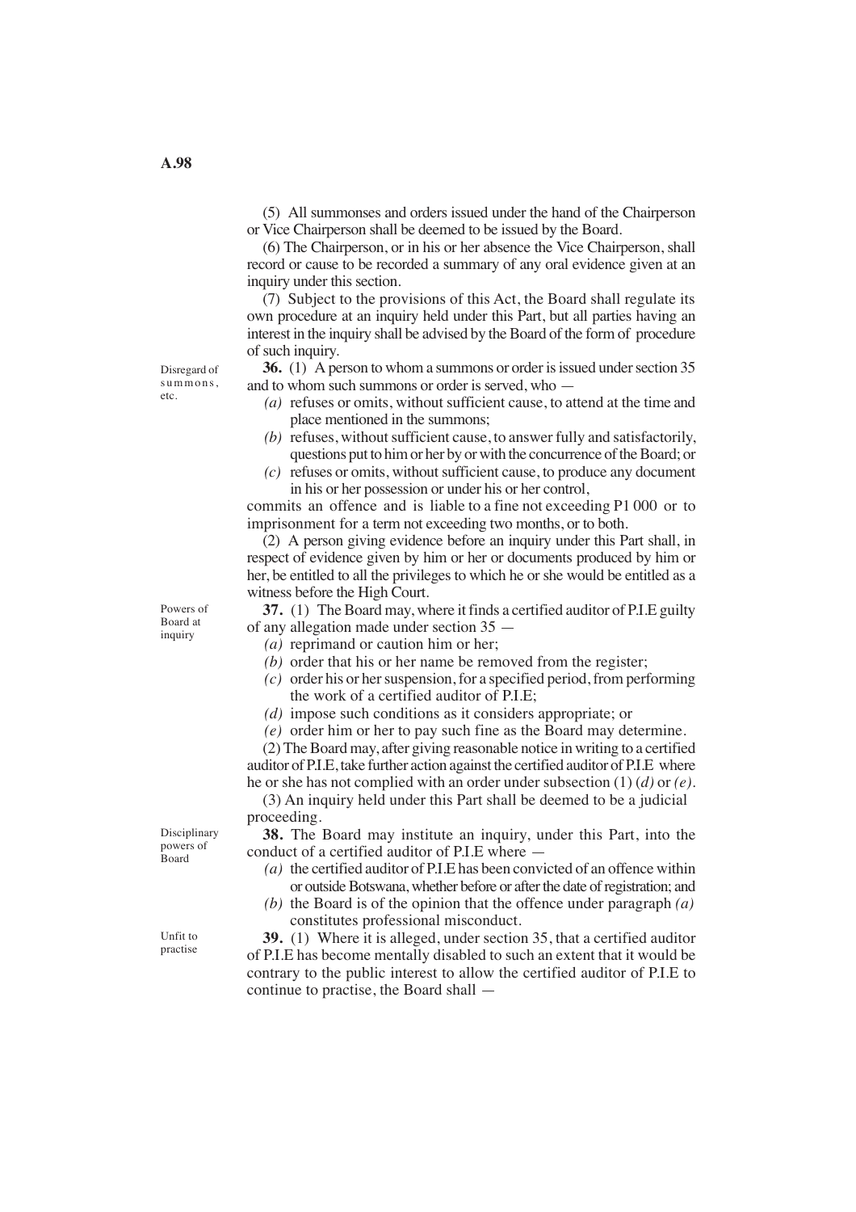(5) All summonses and orders issued under the hand of the Chairperson or Vice Chairperson shall be deemed to be issued by the Board.

(6) The Chairperson, or in his or her absence the Vice Chairperson, shall record or cause to be recorded a summary of any oral evidence given at an inquiry under this section.

(7) Subject to the provisions of this Act, the Board shall regulate its own procedure at an inquiry held under this Part, but all parties having an interest in the inquiry shall be advised by the Board of the form of procedure of such inquiry.

Disregard of summons, etc.

**36.** (1) A person to whom a summons or order is issued under section 35 and to whom such summons or order is served, who —

*(a)* refuses or omits, without sufficient cause, to attend at the time and place mentioned in the summons;

*(b)* refuses, without sufficient cause, to answer fully and satisfactorily, questions put to him or her by or with the concurrence of the Board; or

*(c)* refuses or omits, without sufficient cause, to produce any document in his or her possession or under his or her control,

commits an offence and is liable to a fine not exceeding P1 000 or to imprisonment for a term not exceeding two months, or to both.

(2) A person giving evidence before an inquiry under this Part shall, in respect of evidence given by him or her or documents produced by him or her, be entitled to all the privileges to which he or she would be entitled as a witness before the High Court.

Powers of Board at inquiry

**37.** (1) The Board may, where it finds a certified auditor of P.I.E guilty of any allegation made under section 35 —

*(a)* reprimand or caution him or her;

*(b)* order that his or her name be removed from the register;

*(c)* order his or her suspension, for a specified period, from performing the work of a certified auditor of P.I.E;

*(d)* impose such conditions as it considers appropriate; or

*(e)* order him or her to pay such fine as the Board may determine.

(2) The Board may, after giving reasonable notice in writing to a certified auditor of P.I.E, take further action against the certified auditor of P.I.E where he or she has not complied with an order under subsection (1) *(d)* or *(e)*.

(3) An inquiry held under this Part shall be deemed to be a judicial proceeding.

Disciplinary powers of Board

**38.** The Board may institute an inquiry, under this Part, into the conduct of a certified auditor of P.I.E where —

*(a)* the certified auditor of P.I.E has been convicted of an offence within or outside Botswana, whether before or after the date of registration; and

*(b)* the Board is of the opinion that the offence under paragraph *(a)* constitutes professional misconduct.

Unfit to practise

**39.** (1) Where it is alleged, under section 35, that a certified auditor of P.I.E has become mentally disabled to such an extent that it would be contrary to the public interest to allow the certified auditor of P.I.E to continue to practise, the Board shall —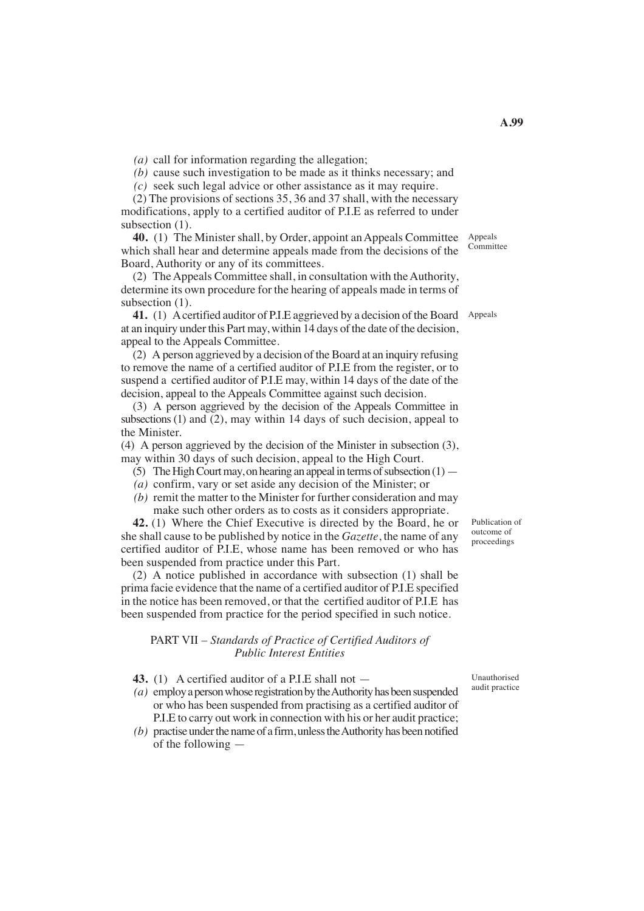*(a)* call for information regarding the allegation;

*(b)* cause such investigation to be made as it thinks necessary; and

*(c)* seek such legal advice or other assistance as it may require.

(2) The provisions of sections 35, 36 and 37 shall, with the necessary modifications, apply to a certified auditor of P.I.E as referred to under subsection (1).

Appeals Committee

**40.** (1) The Minister shall, by Order, appoint an Appeals Committee which shall hear and determine appeals made from the decisions of the Board, Authority or any of its committees.

(2) The Appeals Committee shall, in consultation with the Authority, determine its own procedure for the hearing of appeals made in terms of subsection (1).

Appeals

**41.** (1) A certified auditor of P.I.E aggrieved by a decision of the Board at an inquiry under this Part may, within 14 days of the date of the decision, appeal to the Appeals Committee.

(2) A person aggrieved by a decision of the Board at an inquiry refusing to remove the name of a certified auditor of P.I.E from the register, or to suspend a certified auditor of P.I.E may, within 14 days of the date of the decision, appeal to the Appeals Committee against such decision.

(3) A person aggrieved by the decision of the Appeals Committee in subsections (1) and (2), may within 14 days of such decision, appeal to the Minister.

(4) A person aggrieved by the decision of the Minister in subsection (3), may within 30 days of such decision, appeal to the High Court.

(5) The High Court may, on hearing an appeal in terms of subsection (1) —

*(a)* confirm, vary or set aside any decision of the Minister; or

*(b)* remit the matter to the Minister for further consideration and may make such other orders as to costs as it considers appropriate.

Publication of outcome of proceedings

**42.** (1) Where the Chief Executive is directed by the Board, he or she shall cause to be published by notice in the *Gazette*, the name of any certified auditor of P.I.E, whose name has been removed or who has been suspended from practice under this Part.

(2) A notice published in accordance with subsection (1) shall be prima facie evidence that the name of a certified auditor of P.I.E specified in the notice has been removed, or that the certified auditor of P.I.E has been suspended from practice for the period specified in such notice.

## PART VII – *Standards of Practice of Certified Auditors of Public Interest Entities*

Unauthorised audit practice

**43.** (1) A certified auditor of a P.I.E shall not —

*(a)* employ a person whose registration by the Authority has been suspended or who has been suspended from practising as a certified auditor of P.I.E to carry out work in connection with his or her audit practice;

*(b)* practise under the name of a firm, unless the Authority has been notified of the following —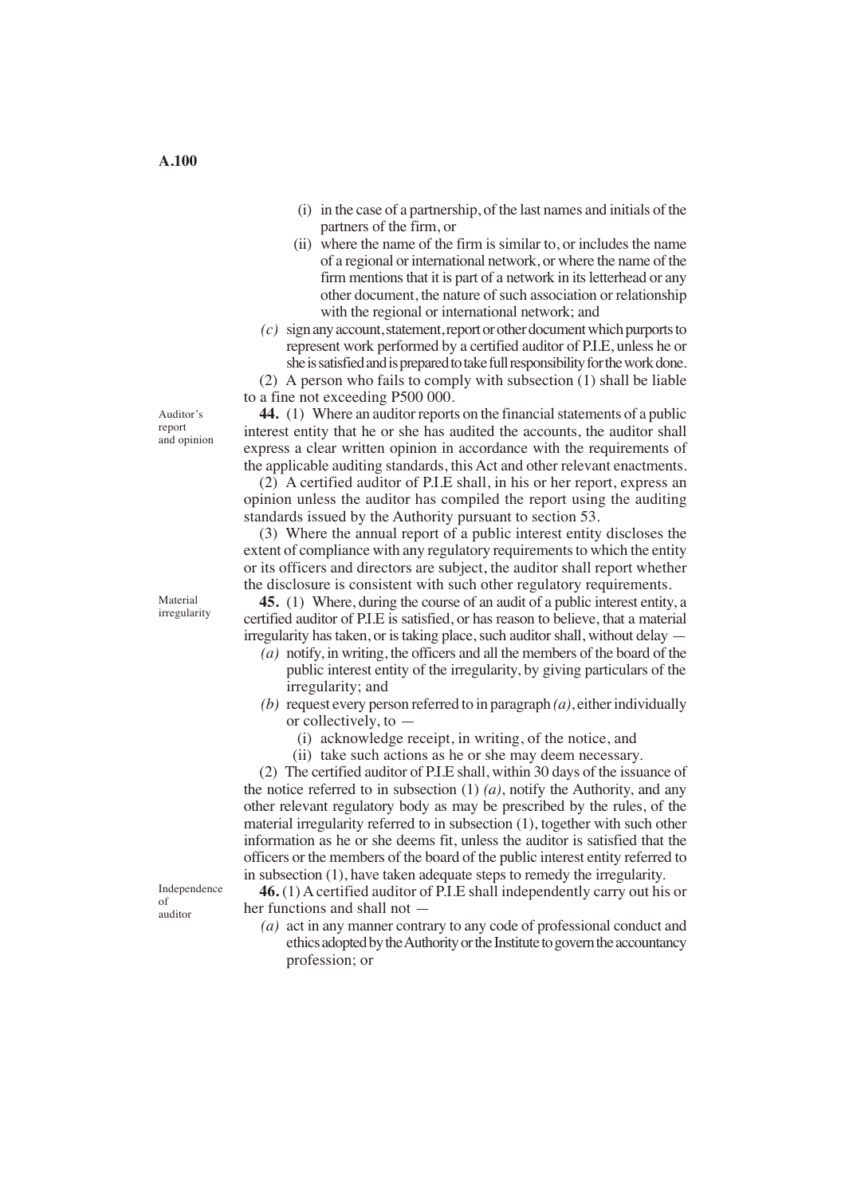(i) in the case of a partnership, of the last names and initials of the partners of the firm, or

(ii) where the name of the firm is similar to, or includes the name of a regional or international network, or where the name of the firm mentions that it is part of a network in its letterhead or any other document, the nature of such association or relationship with the regional or international network; and

*(c)* sign any account, statement, report or other document which purports to represent work performed by a certified auditor of P.I.E, unless he or she is satisfied and is prepared to take full responsibility for the work done.

(2) A person who fails to comply with subsection (1) shall be liable to a fine not exceeding P500 000.

Auditor's report and opinion

**44.** (1) Where an auditor reports on the financial statements of a public interest entity that he or she has audited the accounts, the auditor shall express a clear written opinion in accordance with the requirements of the applicable auditing standards, this Act and other relevant enactments.

(2) A certified auditor of P.I.E shall, in his or her report, express an opinion unless the auditor has compiled the report using the auditing standards issued by the Authority pursuant to section 53.

(3) Where the annual report of a public interest entity discloses the extent of compliance with any regulatory requirements to which the entity or its officers and directors are subject, the auditor shall report whether the disclosure is consistent with such other regulatory requirements.

Material irregularity

**45.** (1) Where, during the course of an audit of a public interest entity, a certified auditor of P.I.E is satisfied, or has reason to believe, that a material irregularity has taken, or is taking place, such auditor shall, without delay —

*(a)* notify, in writing, the officers and all the members of the board of the public interest entity of the irregularity, by giving particulars of the irregularity; and

*(b)* request every person referred to in paragraph *(a)*, either individually or collectively, to —

(i) acknowledge receipt, in writing, of the notice, and

(ii) take such actions as he or she may deem necessary.

(2) The certified auditor of P.I.E shall, within 30 days of the issuance of the notice referred to in subsection (1) *(a)*, notify the Authority, and any other relevant regulatory body as may be prescribed by the rules, of the material irregularity referred to in subsection (1), together with such other information as he or she deems fit, unless the auditor is satisfied that the officers or the members of the board of the public interest entity referred to in subsection (1), have taken adequate steps to remedy the irregularity.

Independence of auditor

**46.** (1) A certified auditor of P.I.E shall independently carry out his or her functions and shall not —

*(a)* act in any manner contrary to any code of professional conduct and ethics adopted by the Authority or the Institute to govern the accountancy profession; or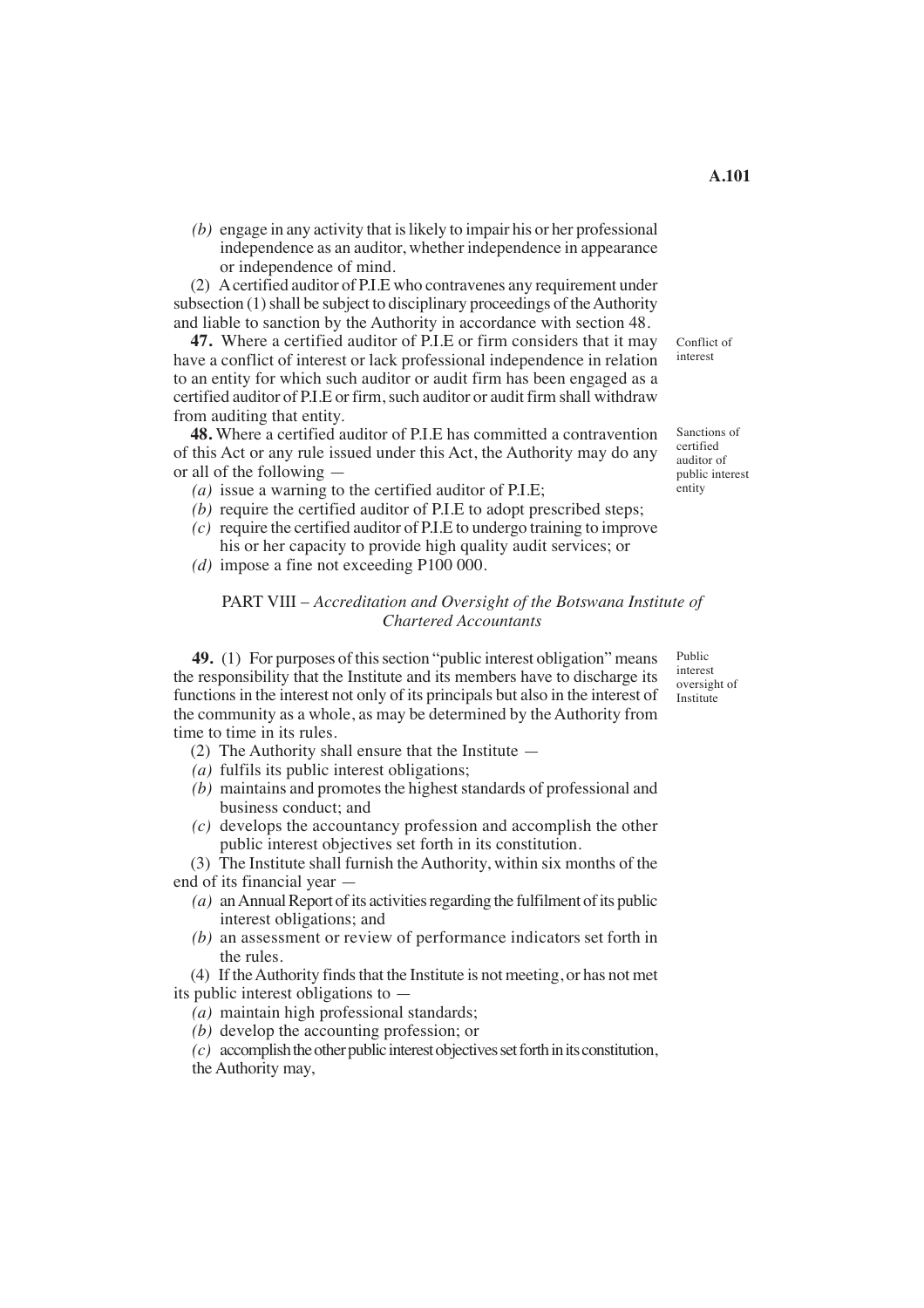*(b)* engage in any activity that is likely to impair his or her professional independence as an auditor, whether independence in appearance or independence of mind.

(2) A certified auditor of P.I.E who contravenes any requirement under subsection (1) shall be subject to disciplinary proceedings of the Authority and liable to sanction by the Authority in accordance with section 48.

Conflict of interest

**47.** Where a certified auditor of P.I.E or firm considers that it may have a conflict of interest or lack professional independence in relation to an entity for which such auditor or audit firm has been engaged as a certified auditor of P.I.E or firm, such auditor or audit firm shall withdraw from auditing that entity.

Sanctions of certified auditor of public interest entity

**48.** Where a certified auditor of P.I.E has committed a contravention of this Act or any rule issued under this Act, the Authority may do any or all of the following —

*(a)* issue a warning to the certified auditor of P.I.E;

*(b)* require the certified auditor of P.I.E to adopt prescribed steps;

*(c)* require the certified auditor of P.I.E to undergo training to improve his or her capacity to provide high quality audit services; or

*(d)* impose a fine not exceeding P100 000.

## PART VIII – *Accreditation and Oversight of the Botswana Institute of Chartered Accountants*

Public interest oversight of Institute

**49.** (1) For purposes of this section "public interest obligation" means the responsibility that the Institute and its members have to discharge its functions in the interest not only of its principals but also in the interest of the community as a whole, as may be determined by the Authority from time to time in its rules.

(2) The Authority shall ensure that the Institute —

*(a)* fulfils its public interest obligations;

*(b)* maintains and promotes the highest standards of professional and business conduct; and

*(c)* develops the accountancy profession and accomplish the other public interest objectives set forth in its constitution.

(3) The Institute shall furnish the Authority, within six months of the end of its financial year —

*(a)* an Annual Report of its activities regarding the fulfilment of its public interest obligations; and

*(b)* an assessment or review of performance indicators set forth in the rules.

(4) If the Authority finds that the Institute is not meeting, or has not met its public interest obligations to —

*(a)* maintain high professional standards;

*(b)* develop the accounting profession; or

*(c)* accomplish the other public interest objectives set forth in its constitution,

the Authority may,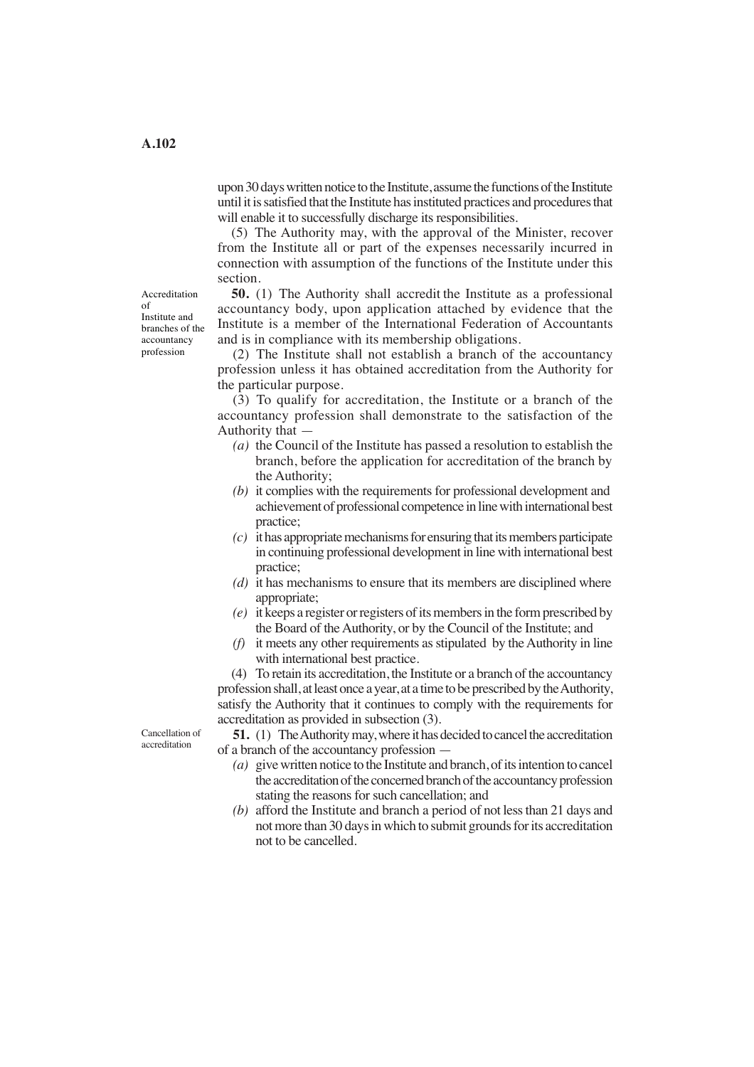upon 30 days written notice to the Institute, assume the functions of the Institute until it is satisfied that the Institute has instituted practices and procedures that will enable it to successfully discharge its responsibilities.

(5) The Authority may, with the approval of the Minister, recover from the Institute all or part of the expenses necessarily incurred in connection with assumption of the functions of the Institute under this section.

Accreditation of Institute and branches of the accountancy profession

**50.** (1) The Authority shall accredit the Institute as a professional accountancy body, upon application attached by evidence that the Institute is a member of the International Federation of Accountants and is in compliance with its membership obligations.

(2) The Institute shall not establish a branch of the accountancy profession unless it has obtained accreditation from the Authority for the particular purpose.

(3) To qualify for accreditation, the Institute or a branch of the accountancy profession shall demonstrate to the satisfaction of the Authority that —

*(a)* the Council of the Institute has passed a resolution to establish the branch, before the application for accreditation of the branch by the Authority;

*(b)* it complies with the requirements for professional development and achievement of professional competence in line with international best practice;

*(c)* it has appropriate mechanisms for ensuring that its members participate in continuing professional development in line with international best practice;

*(d)* it has mechanisms to ensure that its members are disciplined where appropriate;

*(e)* it keeps a register or registers of its members in the form prescribed by the Board of the Authority, or by the Council of the Institute; and

*(f)* it meets any other requirements as stipulated by the Authority in line with international best practice.

(4) To retain its accreditation, the Institute or a branch of the accountancy profession shall, at least once a year, at a time to be prescribed by the Authority, satisfy the Authority that it continues to comply with the requirements for accreditation as provided in subsection (3).

Cancellation of accreditation

**51.** (1) The Authority may, where it has decided to cancel the accreditation of a branch of the accountancy profession —

*(a)* give written notice to the Institute and branch, of its intention to cancel the accreditation of the concerned branch of the accountancy profession stating the reasons for such cancellation; and

*(b)* afford the Institute and branch a period of not less than 21 days and not more than 30 days in which to submit grounds for its accreditation not to be cancelled.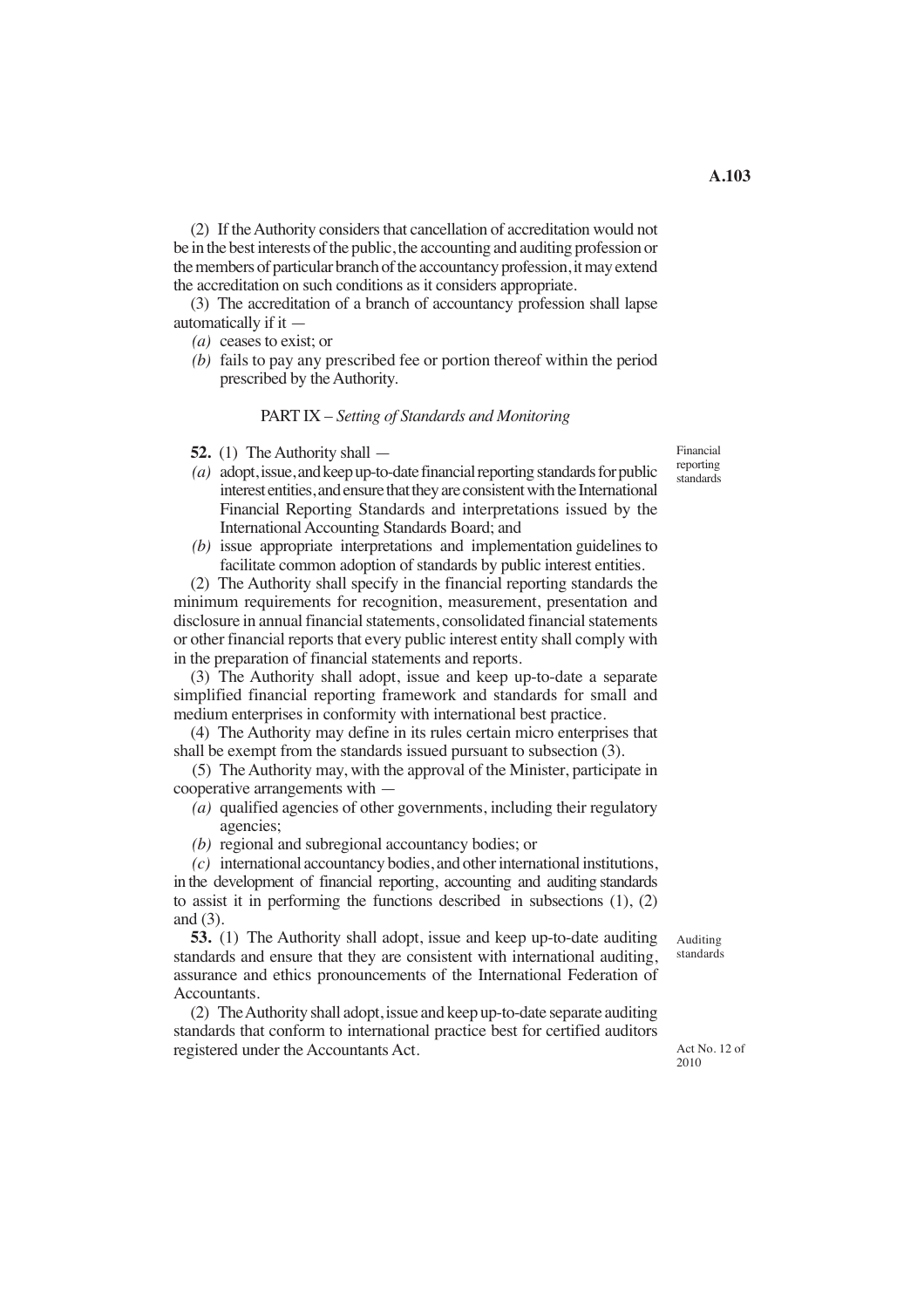(2) If the Authority considers that cancellation of accreditation would not be in the best interests of the public, the accounting and auditing profession or the members of particular branch of the accountancy profession, it may extend the accreditation on such conditions as it considers appropriate.

(3) The accreditation of a branch of accountancy profession shall lapse automatically if it —

*(a)* ceases to exist; or

*(b)* fails to pay any prescribed fee or portion thereof within the period prescribed by the Authority.

## PART IX – *Setting of Standards and Monitoring*

Financial reporting standards

**52.** (1) The Authority shall —

*(a)* adopt, issue, and keep up-to-date financial reporting standards for public interest entities, and ensure that they are consistent with the International Financial Reporting Standards and interpretations issued by the International Accounting Standards Board; and

*(b)* issue appropriate interpretations and implementation guidelines to facilitate common adoption of standards by public interest entities.

(2) The Authority shall specify in the financial reporting standards the minimum requirements for recognition, measurement, presentation and disclosure in annual financial statements, consolidated financial statements or other financial reports that every public interest entity shall comply with in the preparation of financial statements and reports.

(3) The Authority shall adopt, issue and keep up-to-date a separate simplified financial reporting framework and standards for small and medium enterprises in conformity with international best practice.

(4) The Authority may define in its rules certain micro enterprises that shall be exempt from the standards issued pursuant to subsection (3).

(5) The Authority may, with the approval of the Minister, participate in cooperative arrangements with —

*(a)* qualified agencies of other governments, including their regulatory agencies;

*(b)* regional and subregional accountancy bodies; or

*(c)* international accountancy bodies, and other international institutions,

in the development of financial reporting, accounting and auditing standards to assist it in performing the functions described in subsections (1), (2) and (3).

Auditing standards

**53.** (1) The Authority shall adopt, issue and keep up-to-date auditing standards and ensure that they are consistent with international auditing, assurance and ethics pronouncements of the International Federation of Accountants.

(2) The Authority shall adopt, issue and keep up-to-date separate auditing standards that conform to international practice best for certified auditors registered under the Accountants Act.

Act No. 12 of 2010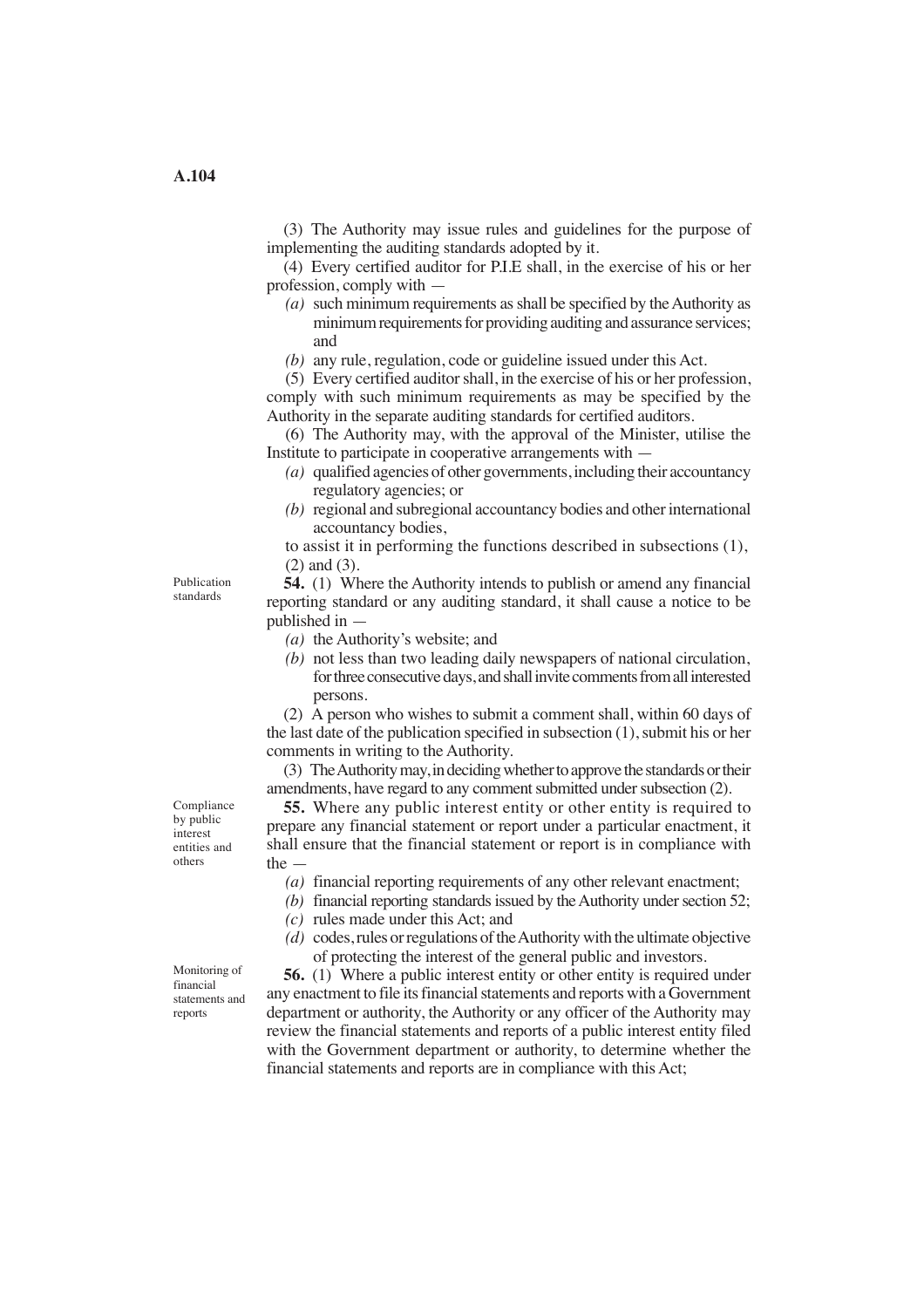(3) The Authority may issue rules and guidelines for the purpose of implementing the auditing standards adopted by it.

(4) Every certified auditor for P.I.E shall, in the exercise of his or her profession, comply with —

*(a)* such minimum requirements as shall be specified by the Authority as minimum requirements for providing auditing and assurance services; and

*(b)* any rule, regulation, code or guideline issued under this Act.

(5) Every certified auditor shall, in the exercise of his or her profession, comply with such minimum requirements as may be specified by the Authority in the separate auditing standards for certified auditors.

(6) The Authority may, with the approval of the Minister, utilise the Institute to participate in cooperative arrangements with —

*(a)* qualified agencies of other governments, including their accountancy regulatory agencies; or

*(b)* regional and subregional accountancy bodies and other international accountancy bodies,

to assist it in performing the functions described in subsections (1), (2) and (3).

Publication standards

**54.** (1) Where the Authority intends to publish or amend any financial reporting standard or any auditing standard, it shall cause a notice to be published in —

*(a)* the Authority's website; and

*(b)* not less than two leading daily newspapers of national circulation, for three consecutive days, and shall invite comments from all interested persons.

(2) A person who wishes to submit a comment shall, within 60 days of the last date of the publication specified in subsection (1), submit his or her comments in writing to the Authority.

(3) The Authority may, in deciding whether to approve the standards or their amendments, have regard to any comment submitted under subsection (2).

Compliance by public interest entities and others

**55.** Where any public interest entity or other entity is required to prepare any financial statement or report under a particular enactment, it shall ensure that the financial statement or report is in compliance with the —

*(a)* financial reporting requirements of any other relevant enactment;

*(b)* financial reporting standards issued by the Authority under section 52;

*(c)* rules made under this Act; and

*(d)* codes, rules or regulations of the Authority with the ultimate objective of protecting the interest of the general public and investors.

Monitoring of financial statements and reports

**56.** (1) Where a public interest entity or other entity is required under any enactment to file its financial statements and reports with a Government department or authority, the Authority or any officer of the Authority may review the financial statements and reports of a public interest entity filed with the Government department or authority, to determine whether the financial statements and reports are in compliance with this Act;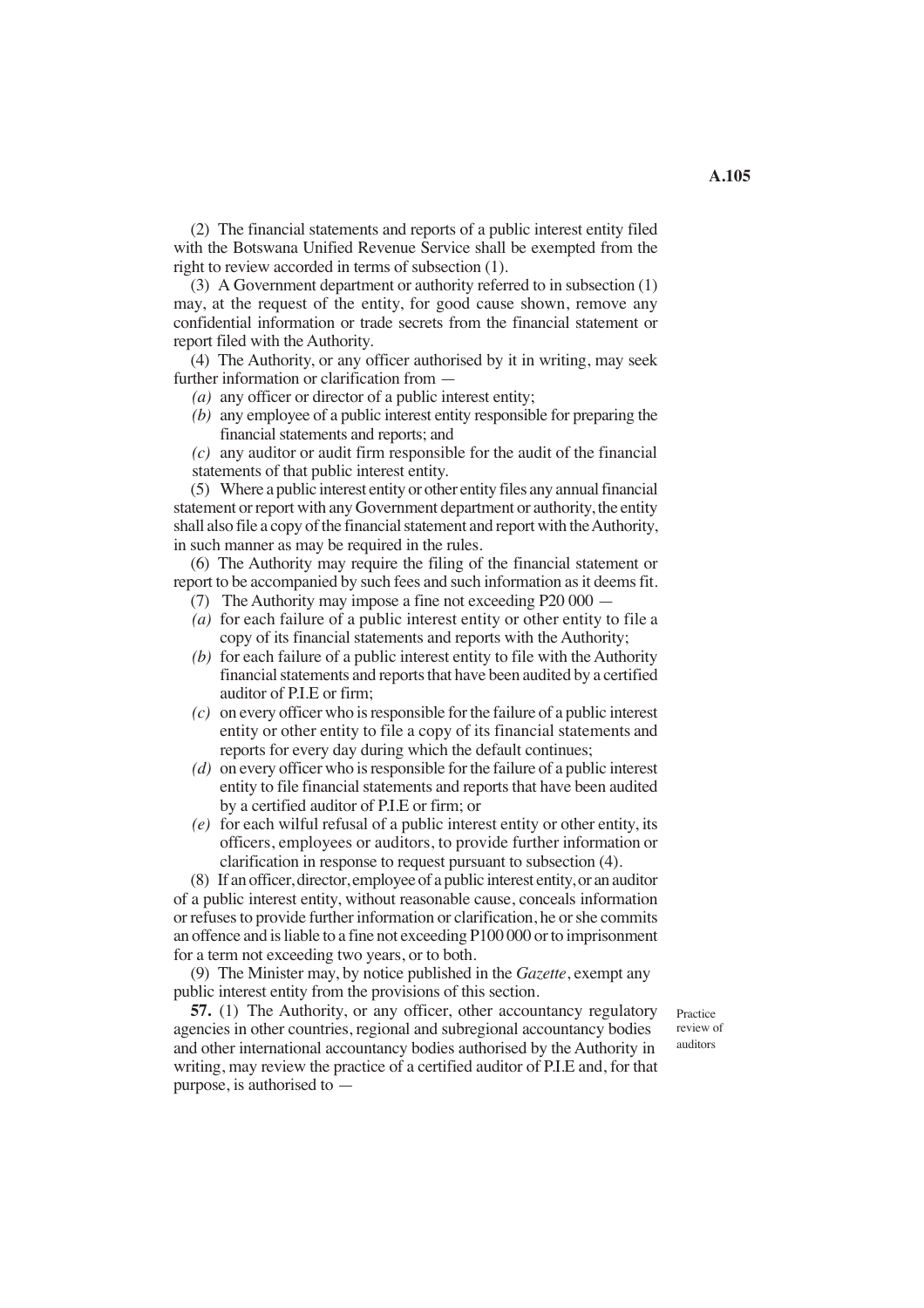(2) The financial statements and reports of a public interest entity filed with the Botswana Unified Revenue Service shall be exempted from the right to review accorded in terms of subsection (1).

(3) A Government department or authority referred to in subsection (1) may, at the request of the entity, for good cause shown, remove any confidential information or trade secrets from the financial statement or report filed with the Authority.

(4) The Authority, or any officer authorised by it in writing, may seek further information or clarification from —

*(a)* any officer or director of a public interest entity;

*(b)* any employee of a public interest entity responsible for preparing the financial statements and reports; and

*(c)* any auditor or audit firm responsible for the audit of the financial statements of that public interest entity.

(5) Where a public interest entity or other entity files any annual financial statement or report with any Government department or authority, the entity shall also file a copy of the financial statement and report with the Authority, in such manner as may be required in the rules.

(6) The Authority may require the filing of the financial statement or report to be accompanied by such fees and such information as it deems fit.

(7) The Authority may impose a fine not exceeding P20 000 —

*(a)* for each failure of a public interest entity or other entity to file a copy of its financial statements and reports with the Authority;

*(b)* for each failure of a public interest entity to file with the Authority financial statements and reports that have been audited by a certified auditor of P.I.E or firm;

*(c)* on every officer who is responsible for the failure of a public interest entity or other entity to file a copy of its financial statements and reports for every day during which the default continues;

*(d)* on every officer who is responsible for the failure of a public interest entity to file financial statements and reports that have been audited by a certified auditor of P.I.E or firm; or

*(e)* for each wilful refusal of a public interest entity or other entity, its officers, employees or auditors, to provide further information or clarification in response to request pursuant to subsection (4).

(8) If an officer, director, employee of a public interest entity, or an auditor of a public interest entity, without reasonable cause, conceals information or refuses to provide further information or clarification, he or she commits an offence and is liable to a fine not exceeding P100 000 or to imprisonment for a term not exceeding two years, or to both.

(9) The Minister may, by notice published in the *Gazette*, exempt any public interest entity from the provisions of this section.

Practice review of auditors

**57.** (1) The Authority, or any officer, other accountancy regulatory agencies in other countries, regional and subregional accountancy bodies and other international accountancy bodies authorised by the Authority in writing, may review the practice of a certified auditor of P.I.E and, for that purpose, is authorised to —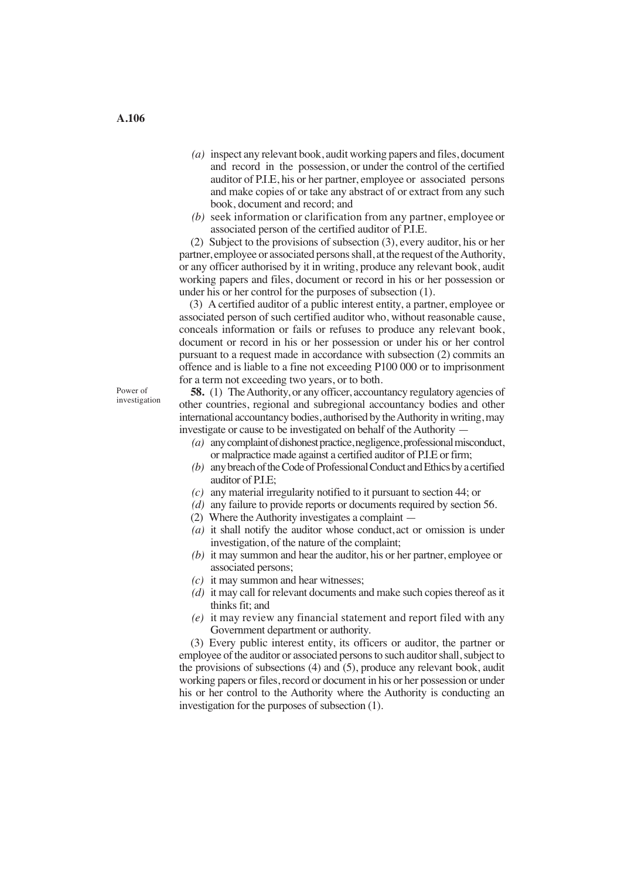*(a)* inspect any relevant book, audit working papers and files, document and record in the possession, or under the control of the certified auditor of P.I.E, his or her partner, employee or associated persons and make copies of or take any abstract of or extract from any such book, document and record; and

*(b)* seek information or clarification from any partner, employee or associated person of the certified auditor of P.I.E.

(2) Subject to the provisions of subsection (3), every auditor, his or her partner, employee or associated persons shall, at the request of the Authority, or any officer authorised by it in writing, produce any relevant book, audit working papers and files, document or record in his or her possession or under his or her control for the purposes of subsection (1).

(3) A certified auditor of a public interest entity, a partner, employee or associated person of such certified auditor who, without reasonable cause, conceals information or fails or refuses to produce any relevant book, document or record in his or her possession or under his or her control pursuant to a request made in accordance with subsection (2) commits an offence and is liable to a fine not exceeding P100 000 or to imprisonment for a term not exceeding two years, or to both.

Power of investigation

**58.** (1) The Authority, or any officer, accountancy regulatory agencies of other countries, regional and subregional accountancy bodies and other international accountancy bodies, authorised by the Authority in writing, may investigate or cause to be investigated on behalf of the Authority —

*(a)* any complaint of dishonest practice, negligence, professional misconduct, or malpractice made against a certified auditor of P.I.E or firm;

*(b)* any breach of the Code of Professional Conduct and Ethics by a certified auditor of P.I.E;

*(c)* any material irregularity notified to it pursuant to section 44; or

*(d)* any failure to provide reports or documents required by section 56.

(2) Where the Authority investigates a complaint —

*(a)* it shall notify the auditor whose conduct, act or omission is under investigation, of the nature of the complaint;

*(b)* it may summon and hear the auditor, his or her partner, employee or associated persons;

*(c)* it may summon and hear witnesses;

*(d)* it may call for relevant documents and make such copies thereof as it thinks fit; and

*(e)* it may review any financial statement and report filed with any Government department or authority.

(3) Every public interest entity, its officers or auditor, the partner or employee of the auditor or associated persons to such auditor shall, subject to the provisions of subsections (4) and (5), produce any relevant book, audit working papers or files, record or document in his or her possession or under his or her control to the Authority where the Authority is conducting an investigation for the purposes of subsection (1).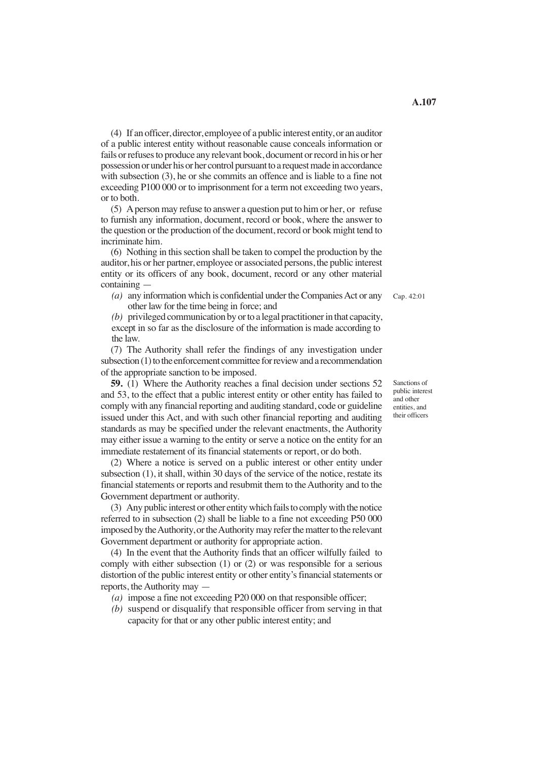(4) If an officer, director, employee of a public interest entity, or an auditor of a public interest entity without reasonable cause conceals information or fails or refuses to produce any relevant book, document or record in his or her possession or under his or her control pursuant to a request made in accordance with subsection (3), he or she commits an offence and is liable to a fine not exceeding P100 000 or to imprisonment for a term not exceeding two years, or to both.

(5) A person may refuse to answer a question put to him or her, or refuse to furnish any information, document, record or book, where the answer to the question or the production of the document, record or book might tend to incriminate him.

(6) Nothing in this section shall be taken to compel the production by the auditor, his or her partner, employee or associated persons, the public interest entity or its officers of any book, document, record or any other material containing —

*(a)* any information which is confidential under the Companies Act or any other law for the time being in force; and

Cap. 42:01

*(b)* privileged communication by or to a legal practitioner in that capacity, except in so far as the disclosure of the information is made according to the law.

(7) The Authority shall refer the findings of any investigation under subsection (1) to the enforcement committee for review and a recommendation of the appropriate sanction to be imposed.

Sanctions of public interest and other entities, and their officers

**59.** (1) Where the Authority reaches a final decision under sections 52 and 53, to the effect that a public interest entity or other entity has failed to comply with any financial reporting and auditing standard, code or guideline issued under this Act, and with such other financial reporting and auditing standards as may be specified under the relevant enactments, the Authority may either issue a warning to the entity or serve a notice on the entity for an immediate restatement of its financial statements or report, or do both.

(2) Where a notice is served on a public interest or other entity under subsection (1), it shall, within 30 days of the service of the notice, restate its financial statements or reports and resubmit them to the Authority and to the Government department or authority.

(3) Any public interest or other entity which fails to comply with the notice referred to in subsection (2) shall be liable to a fine not exceeding P50 000 imposed by the Authority, or the Authority may refer the matter to the relevant Government department or authority for appropriate action.

(4) In the event that the Authority finds that an officer wilfully failed to comply with either subsection (1) or (2) or was responsible for a serious distortion of the public interest entity or other entity's financial statements or reports, the Authority may —

*(a)* impose a fine not exceeding P20 000 on that responsible officer;

*(b)* suspend or disqualify that responsible officer from serving in that capacity for that or any other public interest entity; and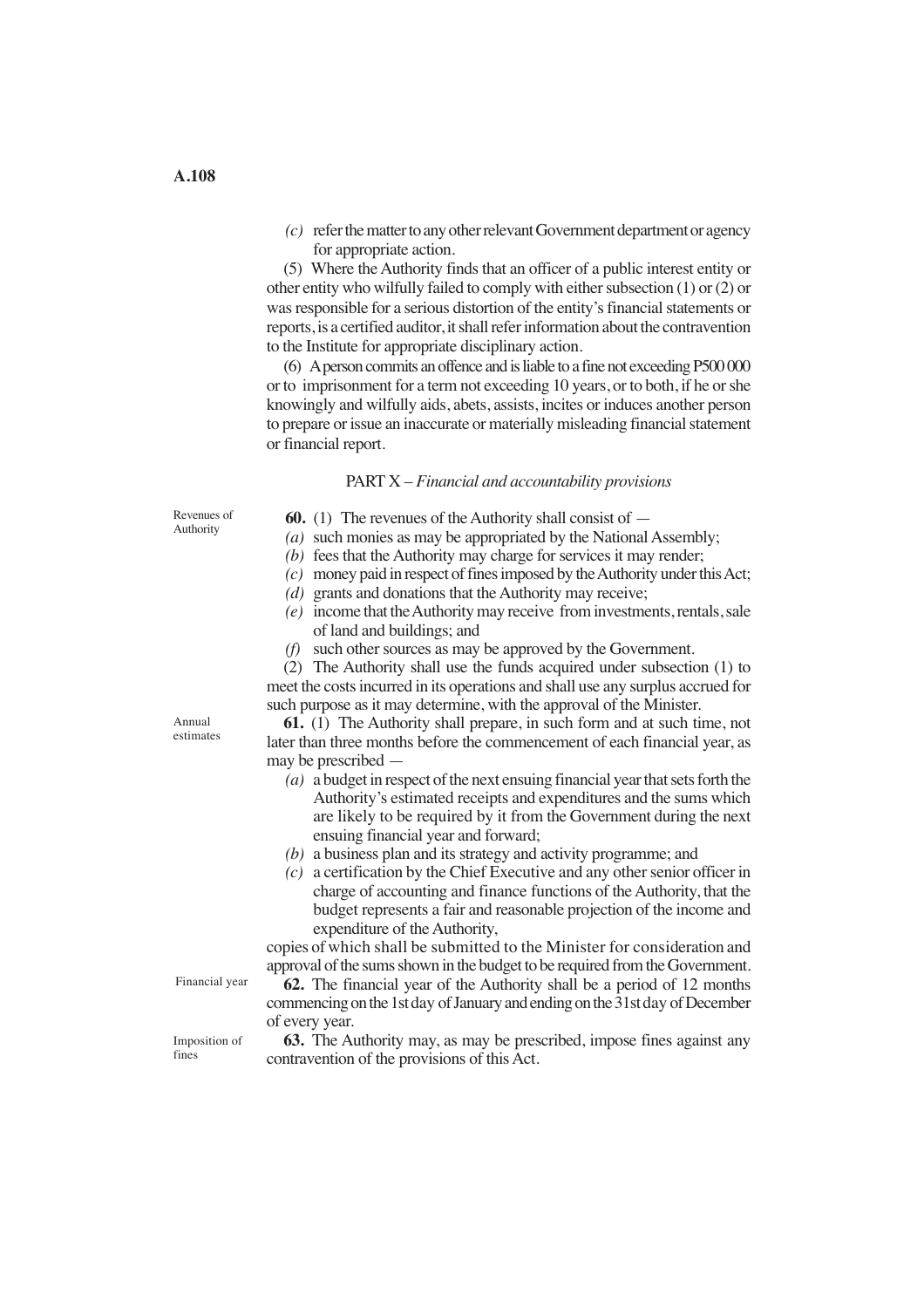*(c)* refer the matter to any other relevant Government department or agency for appropriate action.

(5) Where the Authority finds that an officer of a public interest entity or other entity who wilfully failed to comply with either subsection (1) or (2) or was responsible for a serious distortion of the entity's financial statements or reports, is a certified auditor, it shall refer information about the contravention to the Institute for appropriate disciplinary action.

(6) A person commits an offence and is liable to a fine not exceeding P500 000 or to imprisonment for a term not exceeding 10 years, or to both, if he or she knowingly and wilfully aids, abets, assists, incites or induces another person to prepare or issue an inaccurate or materially misleading financial statement or financial report.

## PART X – *Financial and accountability provisions*

Revenues of Authority

**60.** (1) The revenues of the Authority shall consist of —

*(a)* such monies as may be appropriated by the National Assembly;

*(b)* fees that the Authority may charge for services it may render;

*(c)* money paid in respect of fines imposed by the Authority under this Act;

*(d)* grants and donations that the Authority may receive;

*(e)* income that the Authority may receive from investments, rentals, sale of land and buildings; and

*(f)* such other sources as may be approved by the Government.

(2) The Authority shall use the funds acquired under subsection (1) to meet the costs incurred in its operations and shall use any surplus accrued for such purpose as it may determine, with the approval of the Minister.

Annual estimates

**61.** (1) The Authority shall prepare, in such form and at such time, not later than three months before the commencement of each financial year, as may be prescribed —

*(a)* a budget in respect of the next ensuing financial year that sets forth the Authority's estimated receipts and expenditures and the sums which are likely to be required by it from the Government during the next ensuing financial year and forward;

*(b)* a business plan and its strategy and activity programme; and

*(c)* a certification by the Chief Executive and any other senior officer in charge of accounting and finance functions of the Authority, that the budget represents a fair and reasonable projection of the income and expenditure of the Authority,

copies of which shall be submitted to the Minister for consideration and approval of the sums shown in the budget to be required from the Government.

Financial year

**62.** The financial year of the Authority shall be a period of 12 months commencing on the 1st day of January and ending on the 31st day of December of every year.

Imposition of fines

**63.** The Authority may, as may be prescribed, impose fines against any contravention of the provisions of this Act.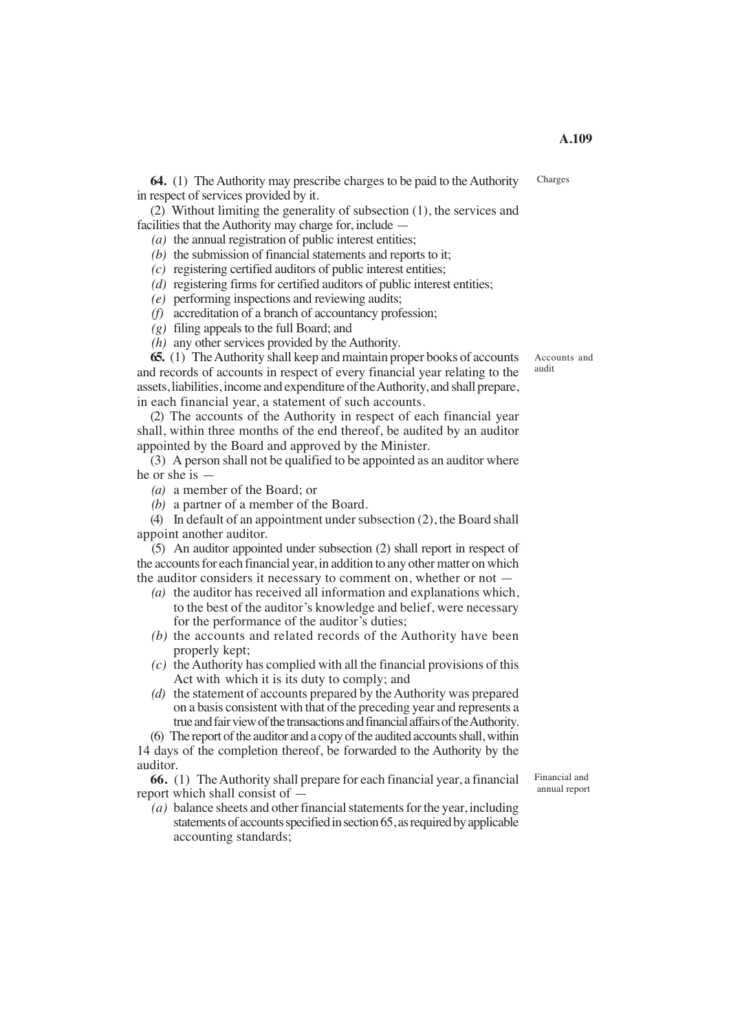**64.** (1) The Authority may prescribe charges to be paid to the Authority in respect of services provided by it. Charges

(2) Without limiting the generality of subsection (1), the services and facilities that the Authority may charge for, include —

*(a)* the annual registration of public interest entities;

*(b)* the submission of financial statements and reports to it;

*(c)* registering certified auditors of public interest entities;

*(d)* registering firms for certified auditors of public interest entities;

*(e)* performing inspections and reviewing audits;

*(f)* accreditation of a branch of accountancy profession;

*(g)* filing appeals to the full Board; and

*(h)* any other services provided by the Authority.

**65.** (1) The Authority shall keep and maintain proper books of accounts and records of accounts in respect of every financial year relating to the assets, liabilities, income and expenditure of the Authority, and shall prepare, in each financial year, a statement of such accounts. Accounts and audit

(2) The accounts of the Authority in respect of each financial year shall, within three months of the end thereof, be audited by an auditor appointed by the Board and approved by the Minister.

(3) A person shall not be qualified to be appointed as an auditor where he or she is —

*(a)* a member of the Board; or

*(b)* a partner of a member of the Board.

(4) In default of an appointment under subsection (2), the Board shall appoint another auditor.

(5) An auditor appointed under subsection (2) shall report in respect of the accounts for each financial year, in addition to any other matter on which the auditor considers it necessary to comment on, whether or not —

*(a)* the auditor has received all information and explanations which, to the best of the auditor's knowledge and belief, were necessary for the performance of the auditor's duties;

*(b)* the accounts and related records of the Authority have been properly kept;

*(c)* the Authority has complied with all the financial provisions of this Act with which it is its duty to comply; and

*(d)* the statement of accounts prepared by the Authority was prepared on a basis consistent with that of the preceding year and represents a true and fair view of the transactions and financial affairs of the Authority.

(6) The report of the auditor and a copy of the audited accounts shall, within 14 days of the completion thereof, be forwarded to the Authority by the auditor.

**66.** (1) The Authority shall prepare for each financial year, a financial report which shall consist of — Financial and annual report

*(a)* balance sheets and other financial statements for the year, including statements of accounts specified in section 65, as required by applicable accounting standards;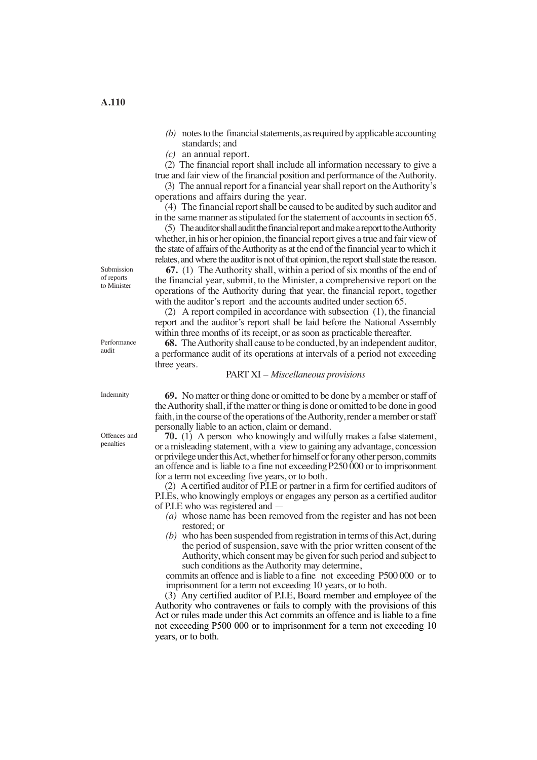*(b)* notes to the financial statements, as required by applicable accounting standards; and

*(c)* an annual report.

(2) The financial report shall include all information necessary to give a true and fair view of the financial position and performance of the Authority.

(3) The annual report for a financial year shall report on the Authority's operations and affairs during the year.

(4) The financial report shall be caused to be audited by such auditor and in the same manner as stipulated for the statement of accounts in section 65.

(5) The auditor shall audit the financial report and make a report to the Authority whether, in his or her opinion, the financial report gives a true and fair view of the state of affairs of the Authority as at the end of the financial year to which it relates, and where the auditor is not of that opinion, the report shall state the reason.

Submission of reports to Minister

**67.** (1) The Authority shall, within a period of six months of the end of the financial year, submit, to the Minister, a comprehensive report on the operations of the Authority during that year, the financial report, together with the auditor's report and the accounts audited under section 65.

(2) A report compiled in accordance with subsection (1), the financial report and the auditor's report shall be laid before the National Assembly within three months of its receipt, or as soon as practicable thereafter.

Performance audit

**68.** The Authority shall cause to be conducted, by an independent auditor, a performance audit of its operations at intervals of a period not exceeding three years.

## PART XI – *Miscellaneous provisions*

Indemnity

**69.** No matter or thing done or omitted to be done by a member or staff of the Authority shall, if the matter or thing is done or omitted to be done in good faith, in the course of the operations of the Authority, render a member or staff personally liable to an action, claim or demand.

Offences and penalties

**70.** (1) A person who knowingly and wilfully makes a false statement, or a misleading statement, with a view to gaining any advantage, concession or privilege under this Act, whether for himself or for any other person, commits an offence and is liable to a fine not exceeding P250 000 or to imprisonment for a term not exceeding five years, or to both.

(2) A certified auditor of P.I.E or partner in a firm for certified auditors of P.I.Es, who knowingly employs or engages any person as a certified auditor of P.I.E who was registered and —

*(a)* whose name has been removed from the register and has not been restored; or

*(b)* who has been suspended from registration in terms of this Act, during the period of suspension, save with the prior written consent of the Authority, which consent may be given for such period and subject to such conditions as the Authority may determine,

commits an offence and is liable to a fine not exceeding P500 000 or to imprisonment for a term not exceeding 10 years, or to both.

(3) Any certified auditor of P.I.E, Board member and employee of the Authority who contravenes or fails to comply with the provisions of this Act or rules made under this Act commits an offence and is liable to a fine not exceeding P500 000 or to imprisonment for a term not exceeding 10 years, or to both.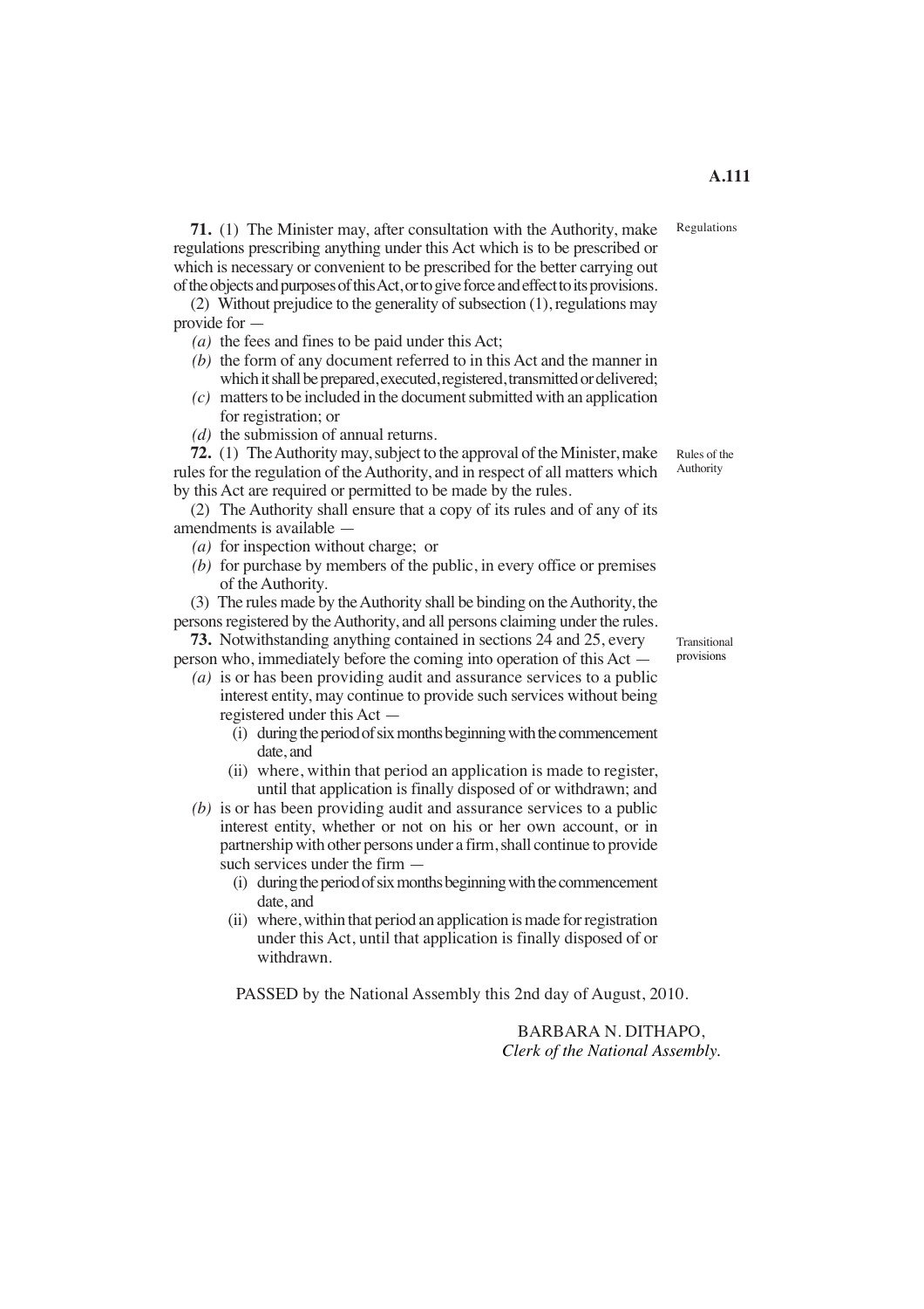**71.** (1) The Minister may, after consultation with the Authority, make regulations prescribing anything under this Act which is to be prescribed or which is necessary or convenient to be prescribed for the better carrying out of the objects and purposes of this Act, or to give force and effect to its provisions.

Regulations

(2) Without prejudice to the generality of subsection (1), regulations may provide for —

*(a)* the fees and fines to be paid under this Act;

*(b)* the form of any document referred to in this Act and the manner in which it shall be prepared, executed, registered, transmitted or delivered;

*(c)* matters to be included in the document submitted with an application for registration; or

*(d)* the submission of annual returns.

**72.** (1) The Authority may, subject to the approval of the Minister, make rules for the regulation of the Authority, and in respect of all matters which by this Act are required or permitted to be made by the rules.

Rules of the Authority

(2) The Authority shall ensure that a copy of its rules and of any of its amendments is available —

*(a)* for inspection without charge; or

*(b)* for purchase by members of the public, in every office or premises of the Authority.

(3) The rules made by the Authority shall be binding on the Authority, the persons registered by the Authority, and all persons claiming under the rules.

**73.** Notwithstanding anything contained in sections 24 and 25, every person who, immediately before the coming into operation of this Act —

Transitional provisions

*(a)* is or has been providing audit and assurance services to a public interest entity, may continue to provide such services without being registered under this Act —

(i) during the period of six months beginning with the commencement date, and

(ii) where, within that period an application is made to register, until that application is finally disposed of or withdrawn; and

*(b)* is or has been providing audit and assurance services to a public interest entity, whether or not on his or her own account, or in partnership with other persons under a firm, shall continue to provide such services under the firm —

(i) during the period of six months beginning with the commencement date, and

(ii) where, within that period an application is made for registration under this Act, until that application is finally disposed of or withdrawn.

PASSED by the National Assembly this 2nd day of August, 2010.

BARBARA N. DITHAPO,
*Clerk of the National Assembly.*